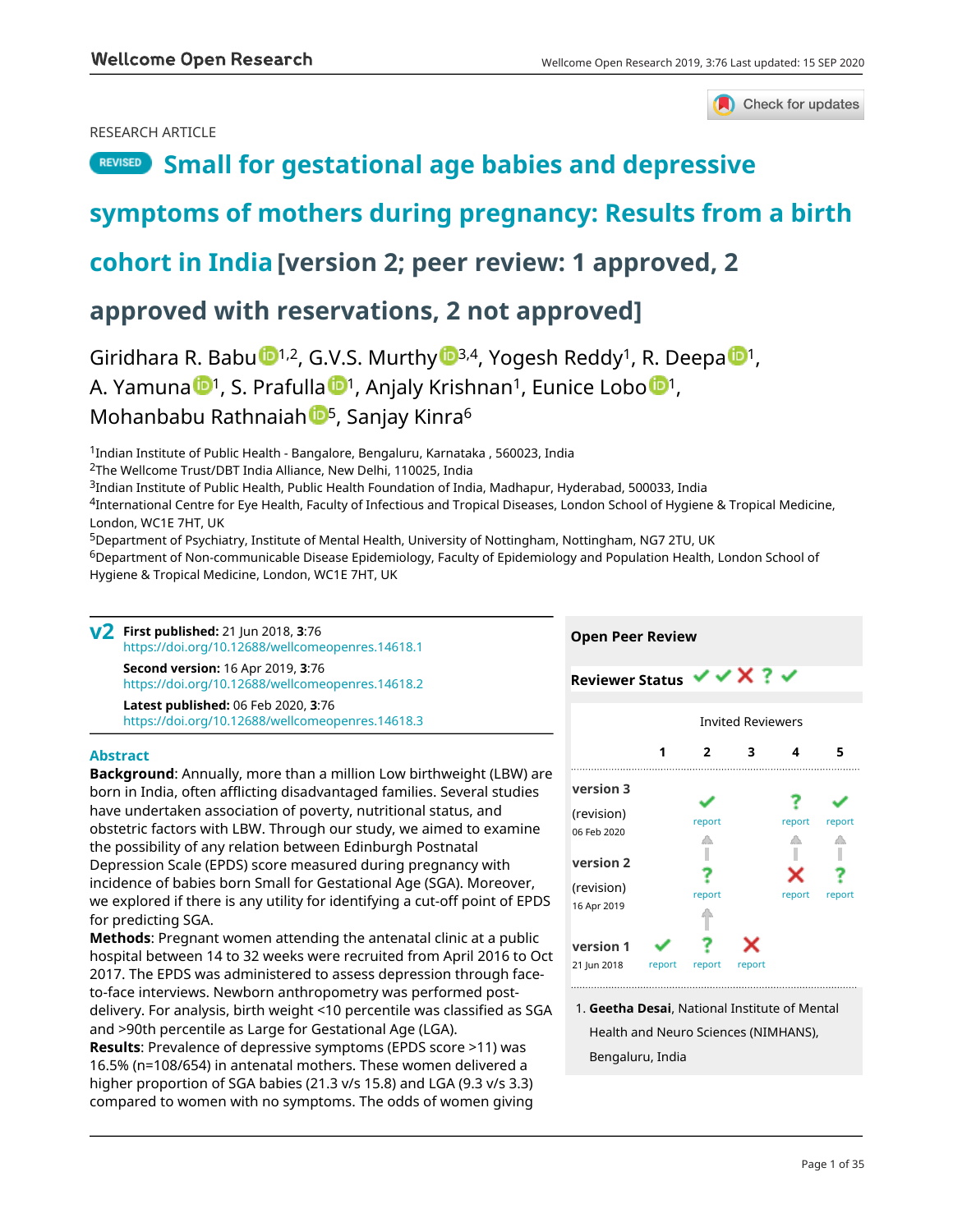RESEARCH ARTICLE

# REVISED Small for gestational age babies and depressive symptoms of mothers during pregnancy: Results from a birth cohort in India [version 2; peer review: 1 approved, 2 approved with reservations, 2 not approved]

Giridhara R. Babu[1,2], G.V.S. Murthy[3,4], Yogesh Reddy[1], R. Deepa[1], A. Yamuna[1], S. Prafulla[1], Anjaly Krishnan[1], Eunice Lobo[1], Mohanbabu Rathnaiah[5], Sanjay Kinra[6]

[1]Indian Institute of Public Health - Bangalore, Bengaluru, Karnataka , 560023, India
[2]The Wellcome Trust/DBT India Alliance, New Delhi, 110025, India
[3]Indian Institute of Public Health, Public Health Foundation of India, Madhapur, Hyderabad, 500033, India
[4]International Centre for Eye Health, Faculty of Infectious and Tropical Diseases, London School of Hygiene & Tropical Medicine, London, WC1E 7HT, UK
[5]Department of Psychiatry, Institute of Mental Health, University of Nottingham, Nottingham, NG7 2TU, UK
[6]Department of Non-communicable Disease Epidemiology, Faculty of Epidemiology and Population Health, London School of Hygiene & Tropical Medicine, London, WC1E 7HT, UK

**v2** **First published:** 21 Jun 2018, **3**:76
https://doi.org/10.12688/wellcomeopenres.14618.1
**Second version:** 16 Apr 2019, **3**:76
https://doi.org/10.12688/wellcomeopenres.14618.2
**Latest published:** 06 Feb 2020, **3**:76
https://doi.org/10.12688/wellcomeopenres.14618.3

## Abstract

**Background**: Annually, more than a million Low birthweight (LBW) are born in India, often afflicting disadvantaged families. Several studies have undertaken association of poverty, nutritional status, and obstetric factors with LBW. Through our study, we aimed to examine the possibility of any relation between Edinburgh Postnatal Depression Scale (EPDS) score measured during pregnancy with incidence of babies born Small for Gestational Age (SGA). Moreover, we explored if there is any utility for identifying a cut-off point of EPDS for predicting SGA.

**Methods**: Pregnant women attending the antenatal clinic at a public hospital between 14 to 32 weeks were recruited from April 2016 to Oct 2017. The EPDS was administered to assess depression through face-to-face interviews. Newborn anthropometry was performed post-delivery. For analysis, birth weight <10 percentile was classified as SGA and >90th percentile as Large for Gestational Age (LGA).

**Results**: Prevalence of depressive symptoms (EPDS score >11) was 16.5% (n=108/654) in antenatal mothers. These women delivered a higher proportion of SGA babies (21.3 v/s 15.8) and LGA (9.3 v/s 3.3) compared to women with no symptoms. The odds of women giving

## Open Peer Review

**Reviewer Status** ✔ ✔ ✘ ? ✔

| | Invited Reviewers | | | | |
|---|---|---|---|---|---|
| | 1 | 2 | 3 | 4 | 5 |
| **version 3** (revision) 06 Feb 2020 | | ✔ report | | ? report | ✔ report |
| **version 2** (revision) 16 Apr 2019 | | ? report | | ✘ report | ? report |
| **version 1** 21 Jun 2018 | ✔ report | ? report | ✘ report | | |

1. **Geetha Desai**, National Institute of Mental Health and Neuro Sciences (NIMHANS), Bengaluru, India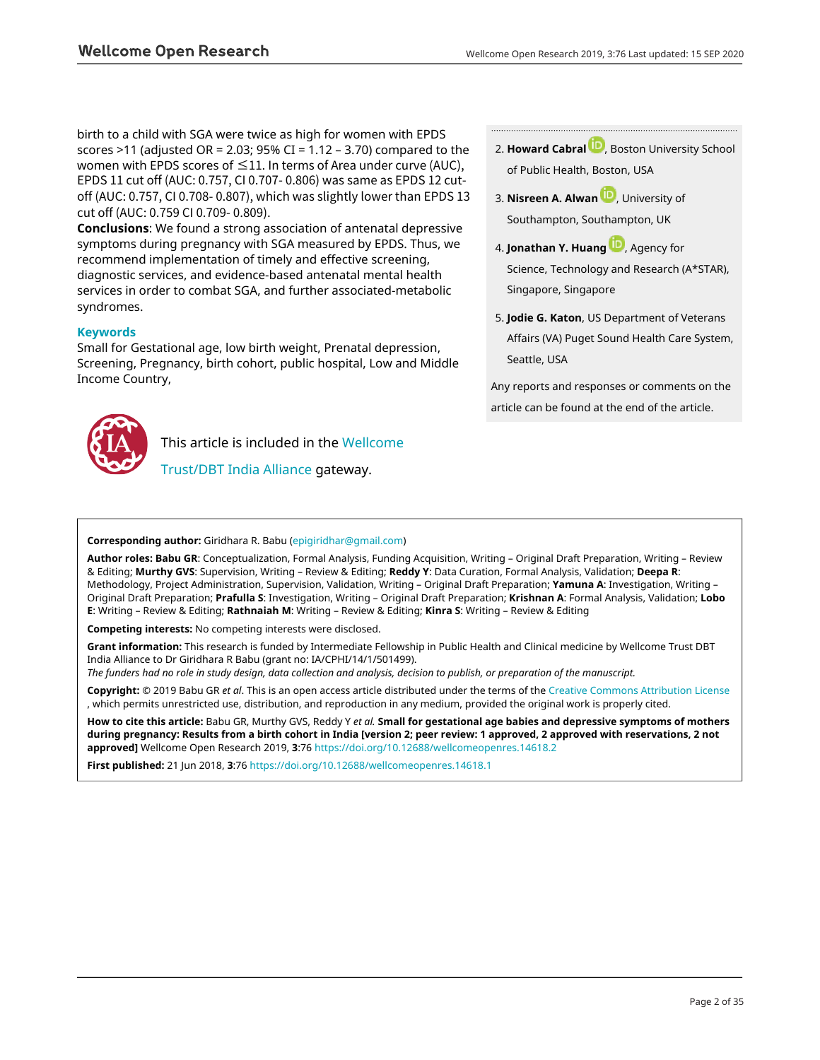birth to a child with SGA were twice as high for women with EPDS scores >11 (adjusted OR = 2.03; 95% CI = 1.12 – 3.70) compared to the women with EPDS scores of ≤11. In terms of Area under curve (AUC), EPDS 11 cut off (AUC: 0.757, CI 0.707- 0.806) was same as EPDS 12 cut-off (AUC: 0.757, CI 0.708- 0.807), which was slightly lower than EPDS 13 cut off (AUC: 0.759 CI 0.709- 0.809).

**Conclusions**: We found a strong association of antenatal depressive symptoms during pregnancy with SGA measured by EPDS. Thus, we recommend implementation of timely and effective screening, diagnostic services, and evidence-based antenatal mental health services in order to combat SGA, and further associated-metabolic syndromes.

### Keywords

Small for Gestational age, low birth weight, Prenatal depression, Screening, Pregnancy, birth cohort, public hospital, Low and Middle Income Country,

2. **Howard Cabral**, Boston University School of Public Health, Boston, USA
3. **Nisreen A. Alwan**, University of Southampton, Southampton, UK
4. **Jonathan Y. Huang**, Agency for Science, Technology and Research (A*STAR), Singapore, Singapore
5. **Jodie G. Katon**, US Department of Veterans Affairs (VA) Puget Sound Health Care System, Seattle, USA

Any reports and responses or comments on the article can be found at the end of the article.

This article is included in the Wellcome Trust/DBT India Alliance gateway.

**Corresponding author:** Giridhara R. Babu (epigiridhar@gmail.com)

**Author roles: Babu GR**: Conceptualization, Formal Analysis, Funding Acquisition, Writing – Original Draft Preparation, Writing – Review & Editing; **Murthy GVS**: Supervision, Writing – Review & Editing; **Reddy Y**: Data Curation, Formal Analysis, Validation; **Deepa R**: Methodology, Project Administration, Supervision, Validation, Writing – Original Draft Preparation; **Yamuna A**: Investigation, Writing – Original Draft Preparation; **Prafulla S**: Investigation, Writing – Original Draft Preparation; **Krishnan A**: Formal Analysis, Validation; **Lobo E**: Writing – Review & Editing; **Rathnaiah M**: Writing – Review & Editing; **Kinra S**: Writing – Review & Editing

**Competing interests:** No competing interests were disclosed.

**Grant information:** This research is funded by Intermediate Fellowship in Public Health and Clinical medicine by Wellcome Trust DBT India Alliance to Dr Giridhara R Babu (grant no: IA/CPHI/14/1/501499).
*The funders had no role in study design, data collection and analysis, decision to publish, or preparation of the manuscript.*

**Copyright:** © 2019 Babu GR *et al*. This is an open access article distributed under the terms of the Creative Commons Attribution License, which permits unrestricted use, distribution, and reproduction in any medium, provided the original work is properly cited.

**How to cite this article:** Babu GR, Murthy GVS, Reddy Y *et al.* **Small for gestational age babies and depressive symptoms of mothers during pregnancy: Results from a birth cohort in India [version 2; peer review: 1 approved, 2 approved with reservations, 2 not approved]** Wellcome Open Research 2019, **3**:76 https://doi.org/10.12688/wellcomeopenres.14618.2

**First published:** 21 Jun 2018, **3**:76 https://doi.org/10.12688/wellcomeopenres.14618.1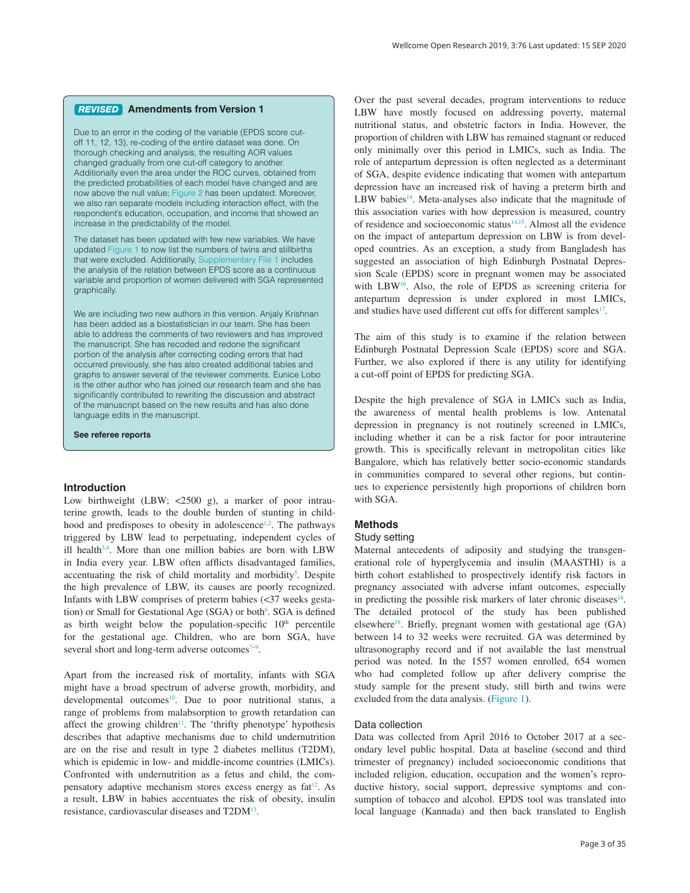**REVISED** **Amendments from Version 1**

Due to an error in the coding of the variable (EPDS score cut-off 11, 12, 13), re-coding of the entire dataset was done. On thorough checking and analysis, the resulting AOR values changed gradually from one cut-off category to another. Additionally even the area under the ROC curves, obtained from the predicted probabilities of each model have changed and are now above the null value; Figure 2 has been updated. Moreover, we also ran separate models including interaction effect, with the respondent's education, occupation, and income that showed an increase in the predictability of the model.

The dataset has been updated with few new variables. We have updated Figure 1 to now list the numbers of twins and stillbirths that were excluded. Additionally, Supplementary File 1 includes the analysis of the relation between EPDS score as a continuous variable and proportion of women delivered with SGA represented graphically.

We are including two new authors in this version. Anjaly Krishnan has been added as a biostatistician in our team. She has been able to address the comments of two reviewers and has improved the manuscript. She has recoded and redone the significant portion of the analysis after correcting coding errors that had occurred previously, she has also created additional tables and graphs to answer several of the reviewer comments. Eunice Lobo is the other author who has joined our research team and she has significantly contributed to rewriting the discussion and abstract of the manuscript based on the new results and has also done language edits in the manuscript.

**See referee reports**

## Introduction

Low birthweight (LBW; <2500 g), a marker of poor intrauterine growth, leads to the double burden of stunting in childhood and predisposes to obesity in adolescence[1,2]. The pathways triggered by LBW lead to perpetuating, independent cycles of ill health[3,4]. More than one million babies are born with LBW in India every year. LBW often afflicts disadvantaged families, accentuating the risk of child mortality and morbidity[5]. Despite the high prevalence of LBW, its causes are poorly recognized. Infants with LBW comprises of preterm babies (<37 weeks gestation) or Small for Gestational Age (SGA) or both[6]. SGA is defined as birth weight below the population-specific 10th percentile for the gestational age. Children, who are born SGA, have several short and long-term adverse outcomes[7–9].

Apart from the increased risk of mortality, infants with SGA might have a broad spectrum of adverse growth, morbidity, and developmental outcomes[10]. Due to poor nutritional status, a range of problems from malabsorption to growth retardation can affect the growing children[11]. The 'thrifty phenotype' hypothesis describes that adaptive mechanisms due to child undernutrition are on the rise and result in type 2 diabetes mellitus (T2DM), which is epidemic in low- and middle-income countries (LMICs). Confronted with undernutrition as a fetus and child, the compensatory adaptive mechanism stores excess energy as fat[12]. As a result, LBW in babies accentuates the risk of obesity, insulin resistance, cardiovascular diseases and T2DM[13].

Over the past several decades, program interventions to reduce LBW have mostly focused on addressing poverty, maternal nutritional status, and obstetric factors in India. However, the proportion of children with LBW has remained stagnant or reduced only minimally over this period in LMICs, such as India. The role of antepartum depression is often neglected as a determinant of SGA, despite evidence indicating that women with antepartum depression have an increased risk of having a preterm birth and LBW babies[14]. Meta-analyses also indicate that the magnitude of this association varies with how depression is measured, country of residence and socioeconomic status[14,15]. Almost all the evidence on the impact of antepartum depression on LBW is from developed countries. As an exception, a study from Bangladesh has suggested an association of high Edinburgh Postnatal Depression Scale (EPDS) score in pregnant women may be associated with LBW[16]. Also, the role of EPDS as screening criteria for antepartum depression is under explored in most LMICs, and studies have used different cut offs for different samples[17].

The aim of this study is to examine if the relation between Edinburgh Postnatal Depression Scale (EPDS) score and SGA. Further, we also explored if there is any utility for identifying a cut-off point of EPDS for predicting SGA.

Despite the high prevalence of SGA in LMICs such as India, the awareness of mental health problems is low. Antenatal depression in pregnancy is not routinely screened in LMICs, including whether it can be a risk factor for poor intrauterine growth. This is specifically relevant in metropolitan cities like Bangalore, which has relatively better socio-economic standards in communities compared to several other regions, but continues to experience persistently high proportions of children born with SGA.

## Methods

### Study setting

Maternal antecedents of adiposity and studying the transgenerational role of hyperglycemia and insulin (MAASTHI) is a birth cohort established to prospectively identify risk factors in pregnancy associated with adverse infant outcomes, especially in predicting the possible risk markers of later chronic diseases[18]. The detailed protocol of the study has been published elsewhere[18]. Briefly, pregnant women with gestational age (GA) between 14 to 32 weeks were recruited. GA was determined by ultrasonography record and if not available the last menstrual period was noted. In the 1557 women enrolled, 654 women who had completed follow up after delivery comprise the study sample for the present study, still birth and twins were excluded from the data analysis. (Figure 1).

### Data collection

Data was collected from April 2016 to October 2017 at a secondary level public hospital. Data at baseline (second and third trimester of pregnancy) included socioeconomic conditions that included religion, education, occupation and the women's reproductive history, social support, depressive symptoms and consumption of tobacco and alcohol. EPDS tool was translated into local language (Kannada) and then back translated to English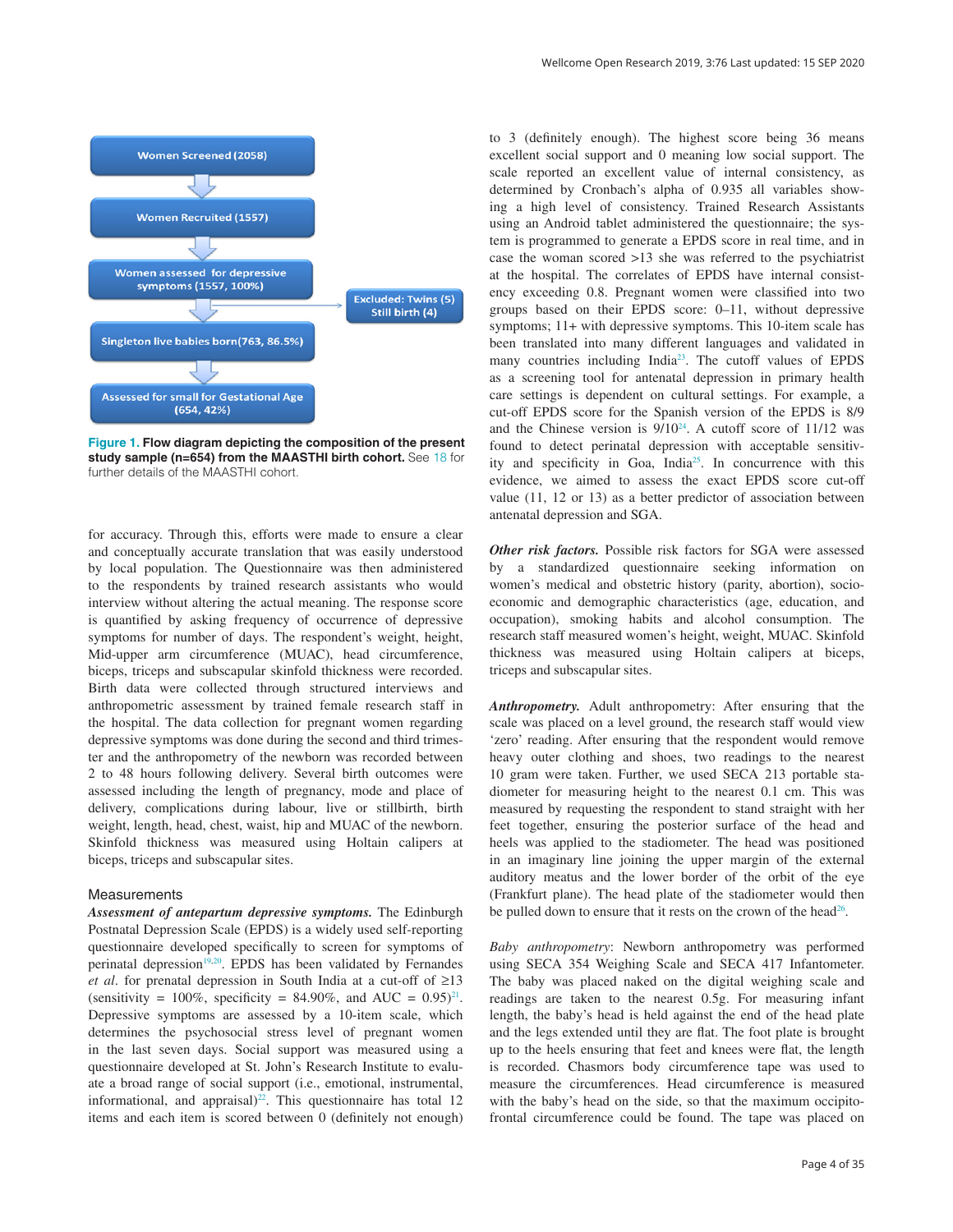Women Screened (2058)

Women Recruited (1557)

Women assessed for depressive symptoms (1557, 100%)

Excluded: Twins (5) Still birth (4)

Singleton live babies born (763, 86.5%)

Assessed for small for Gestational Age (654, 42%)

**Figure 1. Flow diagram depicting the composition of the present study sample (n=654) from the MAASTHI birth cohort.** See 18 for further details of the MAASTHI cohort.

for accuracy. Through this, efforts were made to ensure a clear and conceptually accurate translation that was easily understood by local population. The Questionnaire was then administered to the respondents by trained research assistants who would interview without altering the actual meaning. The response score is quantified by asking frequency of occurrence of depressive symptoms for number of days. The respondent's weight, height, Mid-upper arm circumference (MUAC), head circumference, biceps, triceps and subscapular skinfold thickness were recorded. Birth data were collected through structured interviews and anthropometric assessment by trained female research staff in the hospital. The data collection for pregnant women regarding depressive symptoms was done during the second and third trimester and the anthropometry of the newborn was recorded between 2 to 48 hours following delivery. Several birth outcomes were assessed including the length of pregnancy, mode and place of delivery, complications during labour, live or stillbirth, birth weight, length, head, chest, waist, hip and MUAC of the newborn. Skinfold thickness was measured using Holtain calipers at biceps, triceps and subscapular sites.

## Measurements

***Assessment of antepartum depressive symptoms.*** The Edinburgh Postnatal Depression Scale (EPDS) is a widely used self-reporting questionnaire developed specifically to screen for symptoms of perinatal depression[19,20]. EPDS has been validated by Fernandes *et al*. for prenatal depression in South India at a cut-off of ≥13 (sensitivity = 100%, specificity = 84.90%, and AUC = 0.95)[21]. Depressive symptoms are assessed by a 10-item scale, which determines the psychosocial stress level of pregnant women in the last seven days. Social support was measured using a questionnaire developed at St. John's Research Institute to evaluate a broad range of social support (i.e., emotional, instrumental, informational, and appraisal)[22]. This questionnaire has total 12 items and each item is scored between 0 (definitely not enough) to 3 (definitely enough). The highest score being 36 means excellent social support and 0 meaning low social support. The scale reported an excellent value of internal consistency, as determined by Cronbach's alpha of 0.935 all variables showing a high level of consistency. Trained Research Assistants using an Android tablet administered the questionnaire; the system is programmed to generate a EPDS score in real time, and in case the woman scored >13 she was referred to the psychiatrist at the hospital. The correlates of EPDS have internal consistency exceeding 0.8. Pregnant women were classified into two groups based on their EPDS score: 0–11, without depressive symptoms; 11+ with depressive symptoms. This 10-item scale has been translated into many different languages and validated in many countries including India[23]. The cutoff values of EPDS as a screening tool for antenatal depression in primary health care settings is dependent on cultural settings. For example, a cut-off EPDS score for the Spanish version of the EPDS is 8/9 and the Chinese version is 9/10[24]. A cutoff score of 11/12 was found to detect perinatal depression with acceptable sensitivity and specificity in Goa, India[25]. In concurrence with this evidence, we aimed to assess the exact EPDS score cut-off value (11, 12 or 13) as a better predictor of association between antenatal depression and SGA.

***Other risk factors.*** Possible risk factors for SGA were assessed by a standardized questionnaire seeking information on women's medical and obstetric history (parity, abortion), socio-economic and demographic characteristics (age, education, and occupation), smoking habits and alcohol consumption. The research staff measured women's height, weight, MUAC. Skinfold thickness was measured using Holtain calipers at biceps, triceps and subscapular sites.

***Anthropometry.*** Adult anthropometry: After ensuring that the scale was placed on a level ground, the research staff would view 'zero' reading. After ensuring that the respondent would remove heavy outer clothing and shoes, two readings to the nearest 10 gram were taken. Further, we used SECA 213 portable stadiometer for measuring height to the nearest 0.1 cm. This was measured by requesting the respondent to stand straight with her feet together, ensuring the posterior surface of the head and heels was applied to the stadiometer. The head was positioned in an imaginary line joining the upper margin of the external auditory meatus and the lower border of the orbit of the eye (Frankfurt plane). The head plate of the stadiometer would then be pulled down to ensure that it rests on the crown of the head[26].

*Baby anthropometry*: Newborn anthropometry was performed using SECA 354 Weighing Scale and SECA 417 Infantometer. The baby was placed naked on the digital weighing scale and readings are taken to the nearest 0.5g. For measuring infant length, the baby's head is held against the end of the head plate and the legs extended until they are flat. The foot plate is brought up to the heels ensuring that feet and knees were flat, the length is recorded. Chasmors body circumference tape was used to measure the circumference. Head circumference is measured with the baby's head on the side, so that the maximum occipito-frontal circumference could be found. The tape was placed on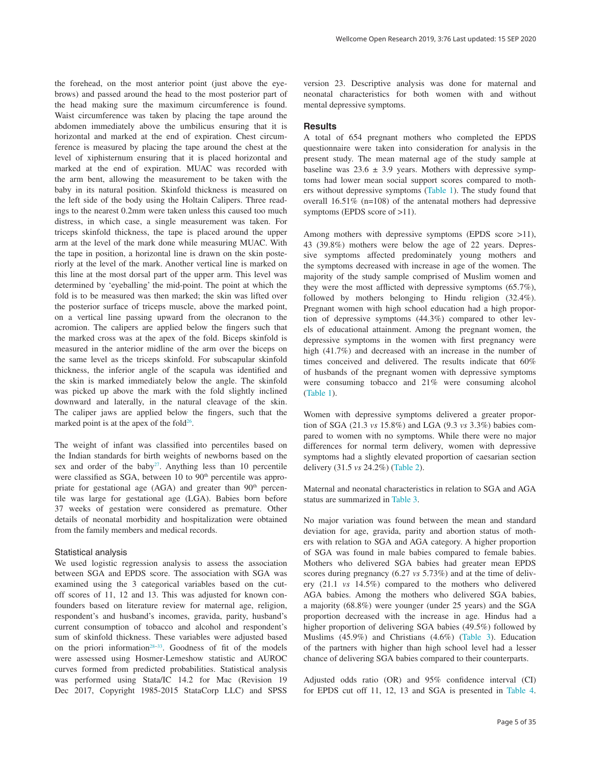the forehead, on the most anterior point (just above the eyebrows) and passed around the head to the most posterior part of the head making sure the maximum circumference is found. Waist circumference was taken by placing the tape around the abdomen immediately above the umbilicus ensuring that it is horizontal and marked at the end of expiration. Chest circumference is measured by placing the tape around the chest at the level of xiphisternum ensuring that it is placed horizontal and marked at the end of expiration. MUAC was recorded with the arm bent, allowing the measurement to be taken with the baby in its natural position. Skinfold thickness is measured on the left side of the body using the Holtain Calipers. Three readings to the nearest 0.2mm were taken unless this caused too much distress, in which case, a single measurement was taken. For triceps skinfold thickness, the tape is placed around the upper arm at the level of the mark done while measuring MUAC. With the tape in position, a horizontal line is drawn on the skin posteriorly at the level of the mark. Another vertical line is marked on this line at the most dorsal part of the upper arm. This level was determined by 'eyeballing' the mid-point. The point at which the fold is to be measured was then marked; the skin was lifted over the posterior surface of triceps muscle, above the marked point, on a vertical line passing upward from the olecranon to the acromion. The calipers are applied below the fingers such that the marked cross was at the apex of the fold. Biceps skinfold is measured in the anterior midline of the arm over the biceps on the same level as the triceps skinfold. For subscapular skinfold thickness, the inferior angle of the scapula was identified and the skin is marked immediately below the angle. The skinfold was picked up above the mark with the fold slightly inclined downward and laterally, in the natural cleavage of the skin. The caliper jaws are applied below the fingers, such that the marked point is at the apex of the fold[26].

The weight of infant was classified into percentiles based on the Indian standards for birth weights of newborns based on the sex and order of the baby[27]. Anything less than 10 percentile were classified as SGA, between 10 to 90$^{th}$ percentile was appropriate for gestational age (AGA) and greater than 90$^{th}$ percentile was large for gestational age (LGA). Babies born before 37 weeks of gestation were considered as premature. Other details of neonatal morbidity and hospitalization were obtained from the family members and medical records.

### Statistical analysis

We used logistic regression analysis to assess the association between SGA and EPDS score. The association with SGA was examined using the 3 categorical variables based on the cutoff scores of 11, 12 and 13. This was adjusted for known confounders based on literature review for maternal age, religion, respondent's and husband's incomes, gravida, parity, husband's current consumption of tobacco and alcohol and respondent's sum of skinfold thickness. These variables were adjusted based on the priori information[28–33]. Goodness of fit of the models were assessed using Hosmer-Lemeshow statistic and AUROC curves formed from predicted probabilities. Statistical analysis was performed using Stata/IC 14.2 for Mac (Revision 19 Dec 2017, Copyright 1985-2015 StataCorp LLC) and SPSS version 23. Descriptive analysis was done for maternal and neonatal characteristics for both women with and without mental depressive symptoms.

## Results

A total of 654 pregnant mothers who completed the EPDS questionnaire were taken into consideration for analysis in the present study. The mean maternal age of the study sample at baseline was 23.6 ± 3.9 years. Mothers with depressive symptoms had lower mean social support scores compared to mothers without depressive symptoms (Table 1). The study found that overall 16.51% (n=108) of the antenatal mothers had depressive symptoms (EPDS score of >11).

Among mothers with depressive symptoms (EPDS score >11), 43 (39.8%) mothers were below the age of 22 years. Depressive symptoms affected predominately young mothers and the symptoms decreased with increase in age of the women. The majority of the study sample comprised of Muslim women and they were the most afflicted with depressive symptoms (65.7%), followed by mothers belonging to Hindu religion (32.4%). Pregnant women with high school education had a high proportion of depressive symptoms (44.3%) compared to other levels of educational attainment. Among the pregnant women, the depressive symptoms in the women with first pregnancy were high (41.7%) and decreased with an increase in the number of times conceived and delivered. The results indicate that 60% of husbands of the pregnant women with depressive symptoms were consuming tobacco and 21% were consuming alcohol (Table 1).

Women with depressive symptoms delivered a greater proportion of SGA (21.3 *vs* 15.8%) and LGA (9.3 *vs* 3.3%) babies compared to women with no symptoms. While there were no major differences for normal term delivery, women with depressive symptoms had a slightly elevated proportion of caesarian section delivery (31.5 *vs* 24.2%) (Table 2).

Maternal and neonatal characteristics in relation to SGA and AGA status are summarized in Table 3.

No major variation was found between the mean and standard deviation for age, gravida, parity and abortion status of mothers with relation to SGA and AGA category. A higher proportion of SGA was found in male babies compared to female babies. Mothers who delivered SGA babies had greater mean EPDS scores during pregnancy (6.27 *vs* 5.73%) and at the time of delivery (21.1 *vs* 14.5%) compared to the mothers who delivered AGA babies. Among the mothers who delivered SGA babies, a majority (68.8%) were younger (under 25 years) and the SGA proportion decreased with the increase in age. Hindus had a higher proportion of delivering SGA babies (49.5%) followed by Muslims (45.9%) and Christians (4.6%) (Table 3). Education of the partners with higher than high school level had a lesser chance of delivering SGA babies compared to their counterparts.

Adjusted odds ratio (OR) and 95% confidence interval (CI) for EPDS cut off 11, 12, 13 and SGA is presented in Table 4.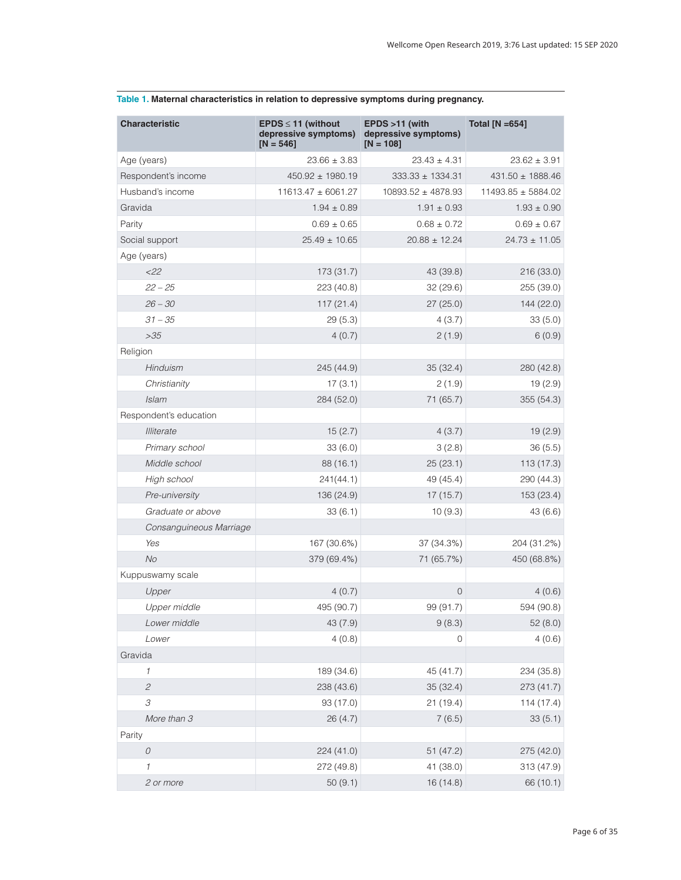**Table 1. Maternal characteristics in relation to depressive symptoms during pregnancy.**

| Characteristic | EPDS ≤ 11 (without depressive symptoms) [N = 546] | EPDS >11 (with depressive symptoms) [N = 108] | Total [N =654] |
|---|---|---|---|
| Age (years) | 23.66 ± 3.83 | 23.43 ± 4.31 | 23.62 ± 3.91 |
| Respondent's income | 450.92 ± 1980.19 | 333.33 ± 1334.31 | 431.50 ± 1888.46 |
| Husband's income | 11613.47 ± 6061.27 | 10893.52 ± 4878.93 | 11493.85 ± 5884.02 |
| Gravida | 1.94 ± 0.89 | 1.91 ± 0.93 | 1.93 ± 0.90 |
| Parity | 0.69 ± 0.65 | 0.68 ± 0.72 | 0.69 ± 0.67 |
| Social support | 25.49 ± 10.65 | 20.88 ± 12.24 | 24.73 ± 11.05 |
| Age (years) | | | |
| *<22* | 173 (31.7) | 43 (39.8) | 216 (33.0) |
| *22 – 25* | 223 (40.8) | 32 (29.6) | 255 (39.0) |
| *26 – 30* | 117 (21.4) | 27 (25.0) | 144 (22.0) |
| *31 – 35* | 29 (5.3) | 4 (3.7) | 33 (5.0) |
| *>35* | 4 (0.7) | 2 (1.9) | 6 (0.9) |
| Religion | | | |
| *Hinduism* | 245 (44.9) | 35 (32.4) | 280 (42.8) |
| *Christianity* | 17 (3.1) | 2 (1.9) | 19 (2.9) |
| *Islam* | 284 (52.0) | 71 (65.7) | 355 (54.3) |
| Respondent's education | | | |
| *Illiterate* | 15 (2.7) | 4 (3.7) | 19 (2.9) |
| *Primary school* | 33 (6.0) | 3 (2.8) | 36 (5.5) |
| *Middle school* | 88 (16.1) | 25 (23.1) | 113 (17.3) |
| *High school* | 241(44.1) | 49 (45.4) | 290 (44.3) |
| *Pre-university* | 136 (24.9) | 17 (15.7) | 153 (23.4) |
| *Graduate or above* | 33 (6.1) | 10 (9.3) | 43 (6.6) |
| *Consanguineous Marriage* | | | |
| *Yes* | 167 (30.6%) | 37 (34.3%) | 204 (31.2%) |
| *No* | 379 (69.4%) | 71 (65.7%) | 450 (68.8%) |
| Kuppuswamy scale | | | |
| *Upper* | 4 (0.7) | 0 | 4 (0.6) |
| *Upper middle* | 495 (90.7) | 99 (91.7) | 594 (90.8) |
| *Lower middle* | 43 (7.9) | 9 (8.3) | 52 (8.0) |
| *Lower* | 4 (0.8) | 0 | 4 (0.6) |
| Gravida | | | |
| *1* | 189 (34.6) | 45 (41.7) | 234 (35.8) |
| *2* | 238 (43.6) | 35 (32.4) | 273 (41.7) |
| *3* | 93 (17.0) | 21 (19.4) | 114 (17.4) |
| *More than 3* | 26 (4.7) | 7 (6.5) | 33 (5.1) |
| Parity | | | |
| *0* | 224 (41.0) | 51 (47.2) | 275 (42.0) |
| *1* | 272 (49.8) | 41 (38.0) | 313 (47.9) |
| *2 or more* | 50 (9.1) | 16 (14.8) | 66 (10.1) |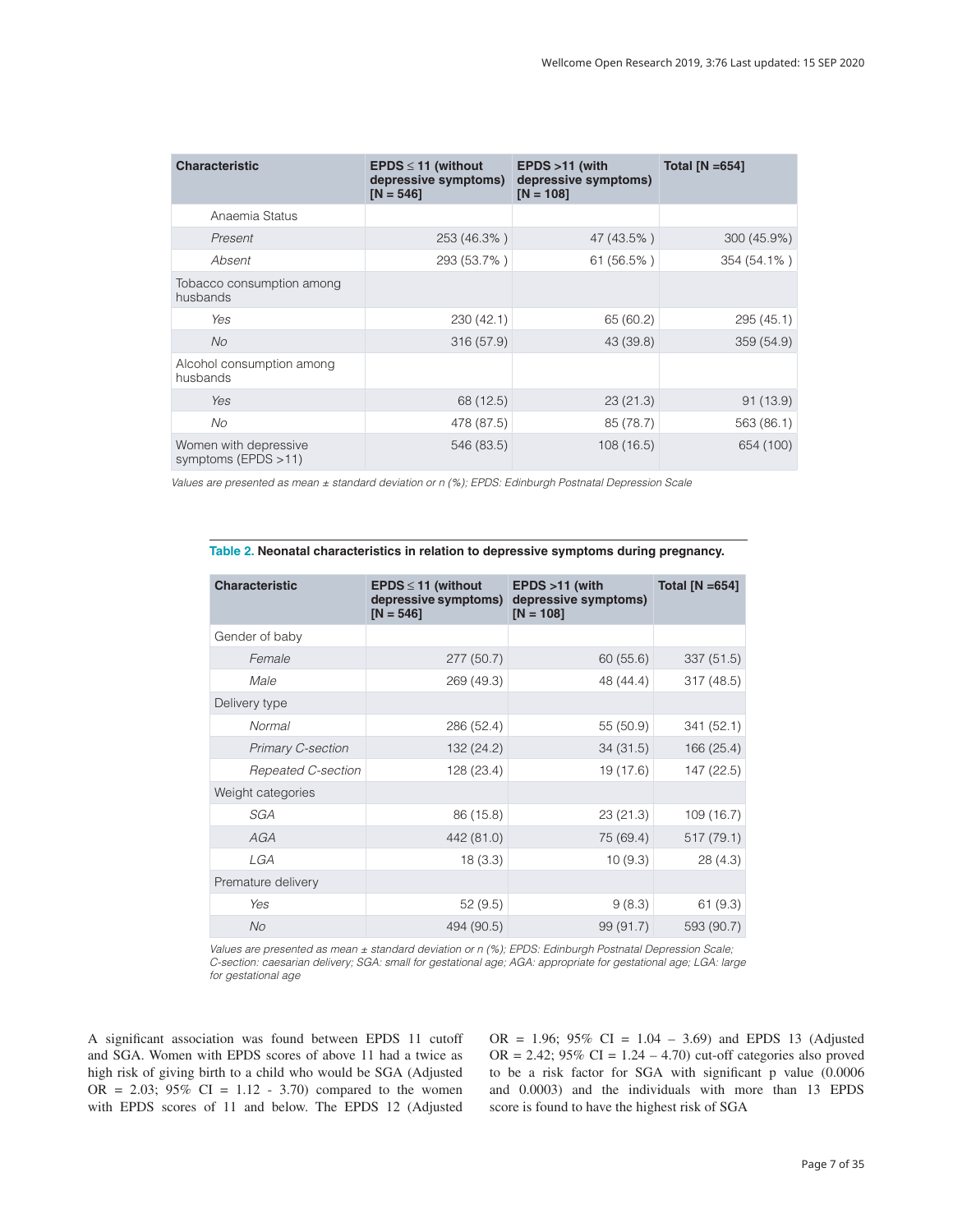| Characteristic | EPDS ≤ 11 (without depressive symptoms) [N = 546] | EPDS >11 (with depressive symptoms) [N = 108] | Total [N =654] |
|---|---|---|---|
| Anaemia Status | | | |
| *Present* | 253 (46.3% ) | 47 (43.5% ) | 300 (45.9%) |
| *Absent* | 293 (53.7% ) | 61 (56.5% ) | 354 (54.1% ) |
| Tobacco consumption among husbands | | | |
| *Yes* | 230 (42.1) | 65 (60.2) | 295 (45.1) |
| *No* | 316 (57.9) | 43 (39.8) | 359 (54.9) |
| Alcohol consumption among husbands | | | |
| *Yes* | 68 (12.5) | 23 (21.3) | 91 (13.9) |
| *No* | 478 (87.5) | 85 (78.7) | 563 (86.1) |
| Women with depressive symptoms (EPDS >11) | 546 (83.5) | 108 (16.5) | 654 (100) |

*Values are presented as mean ± standard deviation or n (%); EPDS: Edinburgh Postnatal Depression Scale*

**Table 2. Neonatal characteristics in relation to depressive symptoms during pregnancy.**

| Characteristic | EPDS ≤ 11 (without depressive symptoms) [N = 546] | EPDS >11 (with depressive symptoms) [N = 108] | Total [N =654] |
|---|---|---|---|
| Gender of baby | | | |
| *Female* | 277 (50.7) | 60 (55.6) | 337 (51.5) |
| *Male* | 269 (49.3) | 48 (44.4) | 317 (48.5) |
| Delivery type | | | |
| *Normal* | 286 (52.4) | 55 (50.9) | 341 (52.1) |
| *Primary C-section* | 132 (24.2) | 34 (31.5) | 166 (25.4) |
| *Repeated C-section* | 128 (23.4) | 19 (17.6) | 147 (22.5) |
| Weight categories | | | |
| *SGA* | 86 (15.8) | 23 (21.3) | 109 (16.7) |
| *AGA* | 442 (81.0) | 75 (69.4) | 517 (79.1) |
| *LGA* | 18 (3.3) | 10 (9.3) | 28 (4.3) |
| Premature delivery | | | |
| *Yes* | 52 (9.5) | 9 (8.3) | 61 (9.3) |
| *No* | 494 (90.5) | 99 (91.7) | 593 (90.7) |

*Values are presented as mean ± standard deviation or n (%); EPDS: Edinburgh Postnatal Depression Scale; C-section: caesarian delivery; SGA: small for gestational age; AGA: appropriate for gestational age; LGA: large for gestational age*

A significant association was found between EPDS 11 cutoff and SGA. Women with EPDS scores of above 11 had a twice as high risk of giving birth to a child who would be SGA (Adjusted OR = 2.03; 95% CI = 1.12 - 3.70) compared to the women with EPDS scores of 11 and below. The EPDS 12 (Adjusted OR = 1.96; 95% CI = 1.04 – 3.69) and EPDS 13 (Adjusted OR = 2.42; 95% CI = 1.24 – 4.70) cut-off categories also proved to be a risk factor for SGA with significant p value (0.0006 and 0.0003) and the individuals with more than 13 EPDS score is found to have the highest risk of SGA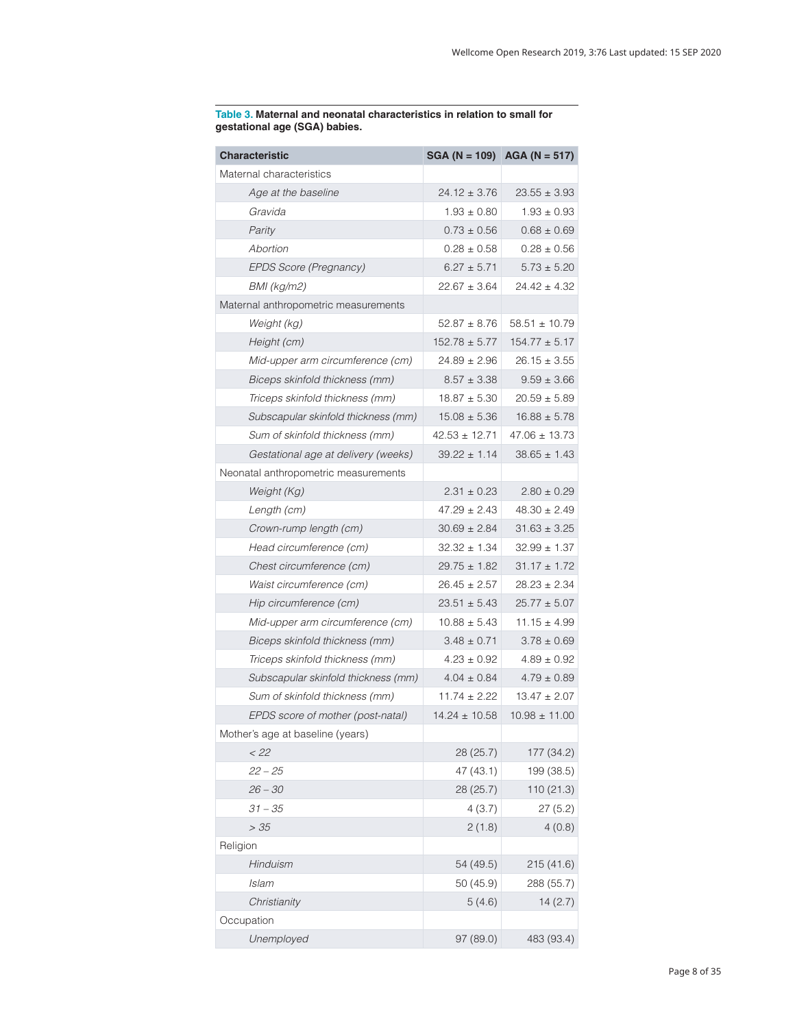**Table 3. Maternal and neonatal characteristics in relation to small for gestational age (SGA) babies.**

| Characteristic | SGA (N = 109) | AGA (N = 517) |
|---|---|---|
| Maternal characteristics | | |
| *Age at the baseline* | 24.12 ± 3.76 | 23.55 ± 3.93 |
| *Gravida* | 1.93 ± 0.80 | 1.93 ± 0.93 |
| *Parity* | 0.73 ± 0.56 | 0.68 ± 0.69 |
| *Abortion* | 0.28 ± 0.58 | 0.28 ± 0.56 |
| *EPDS Score (Pregnancy)* | 6.27 ± 5.71 | 5.73 ± 5.20 |
| *BMI (kg/m2)* | 22.67 ± 3.64 | 24.42 ± 4.32 |
| Maternal anthropometric measurements | | |
| *Weight (kg)* | 52.87 ± 8.76 | 58.51 ± 10.79 |
| *Height (cm)* | 152.78 ± 5.77 | 154.77 ± 5.17 |
| *Mid-upper arm circumference (cm)* | 24.89 ± 2.96 | 26.15 ± 3.55 |
| *Biceps skinfold thickness (mm)* | 8.57 ± 3.38 | 9.59 ± 3.66 |
| *Triceps skinfold thickness (mm)* | 18.87 ± 5.30 | 20.59 ± 5.89 |
| *Subscapular skinfold thickness (mm)* | 15.08 ± 5.36 | 16.88 ± 5.78 |
| *Sum of skinfold thickness (mm)* | 42.53 ± 12.71 | 47.06 ± 13.73 |
| *Gestational age at delivery (weeks)* | 39.22 ± 1.14 | 38.65 ± 1.43 |
| Neonatal anthropometric measurements | | |
| *Weight (Kg)* | 2.31 ± 0.23 | 2.80 ± 0.29 |
| *Length (cm)* | 47.29 ± 2.43 | 48.30 ± 2.49 |
| *Crown-rump length (cm)* | 30.69 ± 2.84 | 31.63 ± 3.25 |
| *Head circumference (cm)* | 32.32 ± 1.34 | 32.99 ± 1.37 |
| *Chest circumference (cm)* | 29.75 ± 1.82 | 31.17 ± 1.72 |
| *Waist circumference (cm)* | 26.45 ± 2.57 | 28.23 ± 2.34 |
| *Hip circumference (cm)* | 23.51 ± 5.43 | 25.77 ± 5.07 |
| *Mid-upper arm circumference (cm)* | 10.88 ± 5.43 | 11.15 ± 4.99 |
| *Biceps skinfold thickness (mm)* | 3.48 ± 0.71 | 3.78 ± 0.69 |
| *Triceps skinfold thickness (mm)* | 4.23 ± 0.92 | 4.89 ± 0.92 |
| *Subscapular skinfold thickness (mm)* | 4.04 ± 0.84 | 4.79 ± 0.89 |
| *Sum of skinfold thickness (mm)* | 11.74 ± 2.22 | 13.47 ± 2.07 |
| *EPDS score of mother (post-natal)* | 14.24 ± 10.58 | 10.98 ± 11.00 |
| Mother's age at baseline (years) | | |
| *< 22* | 28 (25.7) | 177 (34.2) |
| *22 – 25* | 47 (43.1) | 199 (38.5) |
| *26 – 30* | 28 (25.7) | 110 (21.3) |
| *31 – 35* | 4 (3.7) | 27 (5.2) |
| *> 35* | 2 (1.8) | 4 (0.8) |
| Religion | | |
| *Hinduism* | 54 (49.5) | 215 (41.6) |
| *Islam* | 50 (45.9) | 288 (55.7) |
| *Christianity* | 5 (4.6) | 14 (2.7) |
| Occupation | | |
| *Unemployed* | 97 (89.0) | 483 (93.4) |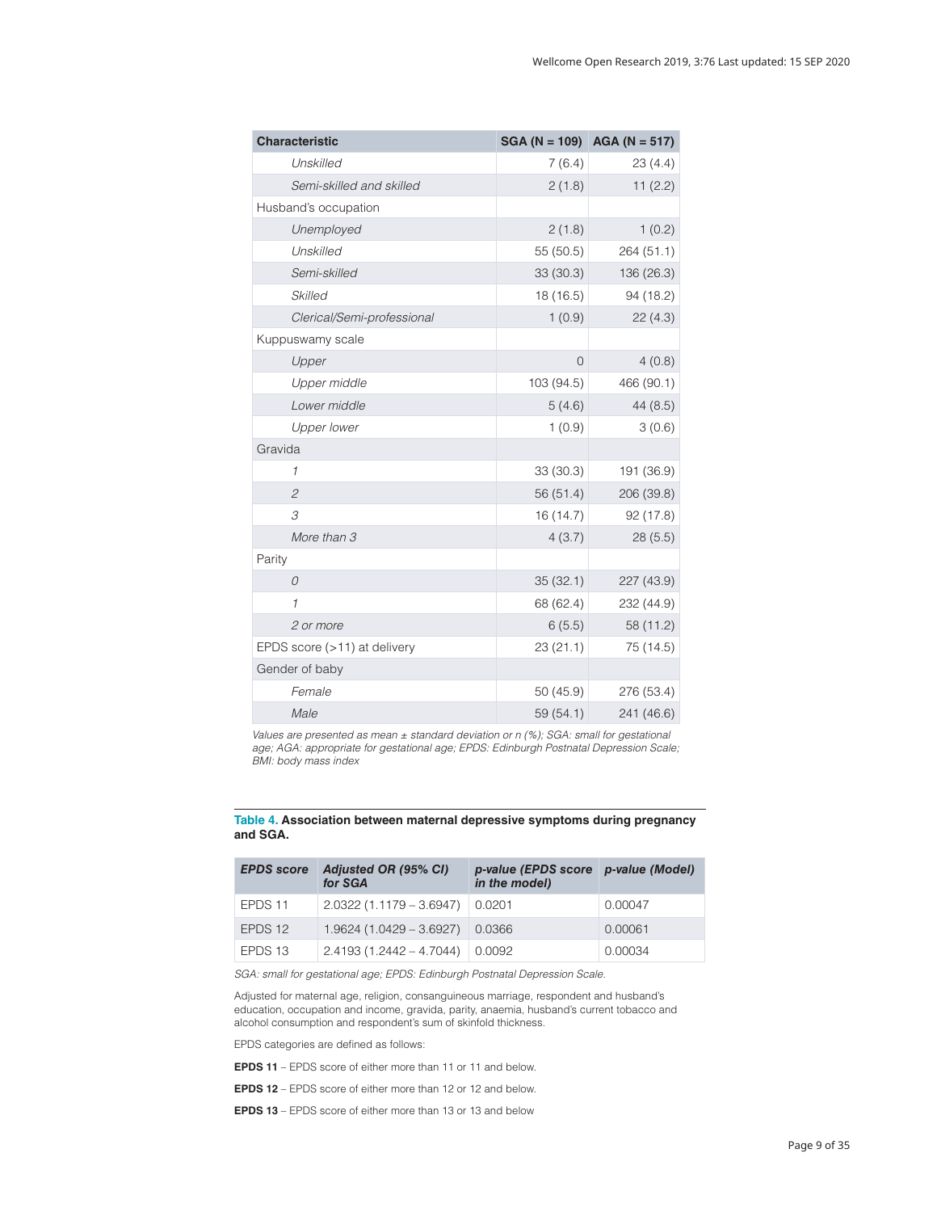| Characteristic | SGA (N = 109) | AGA (N = 517) |
|---|---|---|
| *Unskilled* | 7 (6.4) | 23 (4.4) |
| *Semi-skilled and skilled* | 2 (1.8) | 11 (2.2) |
| Husband's occupation | | |
| *Unemployed* | 2 (1.8) | 1 (0.2) |
| *Unskilled* | 55 (50.5) | 264 (51.1) |
| *Semi-skilled* | 33 (30.3) | 136 (26.3) |
| *Skilled* | 18 (16.5) | 94 (18.2) |
| *Clerical/Semi-professional* | 1 (0.9) | 22 (4.3) |
| Kuppuswamy scale | | |
| *Upper* | 0 | 4 (0.8) |
| *Upper middle* | 103 (94.5) | 466 (90.1) |
| *Lower middle* | 5 (4.6) | 44 (8.5) |
| *Upper lower* | 1 (0.9) | 3 (0.6) |
| Gravida | | |
| *1* | 33 (30.3) | 191 (36.9) |
| *2* | 56 (51.4) | 206 (39.8) |
| *3* | 16 (14.7) | 92 (17.8) |
| *More than 3* | 4 (3.7) | 28 (5.5) |
| Parity | | |
| *0* | 35 (32.1) | 227 (43.9) |
| *1* | 68 (62.4) | 232 (44.9) |
| *2 or more* | 6 (5.5) | 58 (11.2) |
| EPDS score (>11) at delivery | 23 (21.1) | 75 (14.5) |
| Gender of baby | | |
| *Female* | 50 (45.9) | 276 (53.4) |
| *Male* | 59 (54.1) | 241 (46.6) |

*Values are presented as mean ± standard deviation or n (%); SGA: small for gestational age; AGA: appropriate for gestational age; EPDS: Edinburgh Postnatal Depression Scale; BMI: body mass index*

**Table 4. Association between maternal depressive symptoms during pregnancy and SGA.**

| *EPDS score* | *Adjusted OR (95% CI) for SGA* | *p-value (EPDS score in the model)* | *p-value (Model)* |
|---|---|---|---|
| EPDS 11 | 2.0322 (1.1179 – 3.6947) | 0.0201 | 0.00047 |
| EPDS 12 | 1.9624 (1.0429 – 3.6927) | 0.0366 | 0.00061 |
| EPDS 13 | 2.4193 (1.2442 – 4.7044) | 0.0092 | 0.00034 |

*SGA: small for gestational age; EPDS: Edinburgh Postnatal Depression Scale.*

Adjusted for maternal age, religion, consanguineous marriage, respondent and husband's education, occupation and income, gravida, parity, anaemia, husband's current tobacco and alcohol consumption and respondent's sum of skinfold thickness.

EPDS categories are defined as follows:

**EPDS 11** – EPDS score of either more than 11 or 11 and below.

**EPDS 12** – EPDS score of either more than 12 or 12 and below.

**EPDS 13** – EPDS score of either more than 13 or 13 and below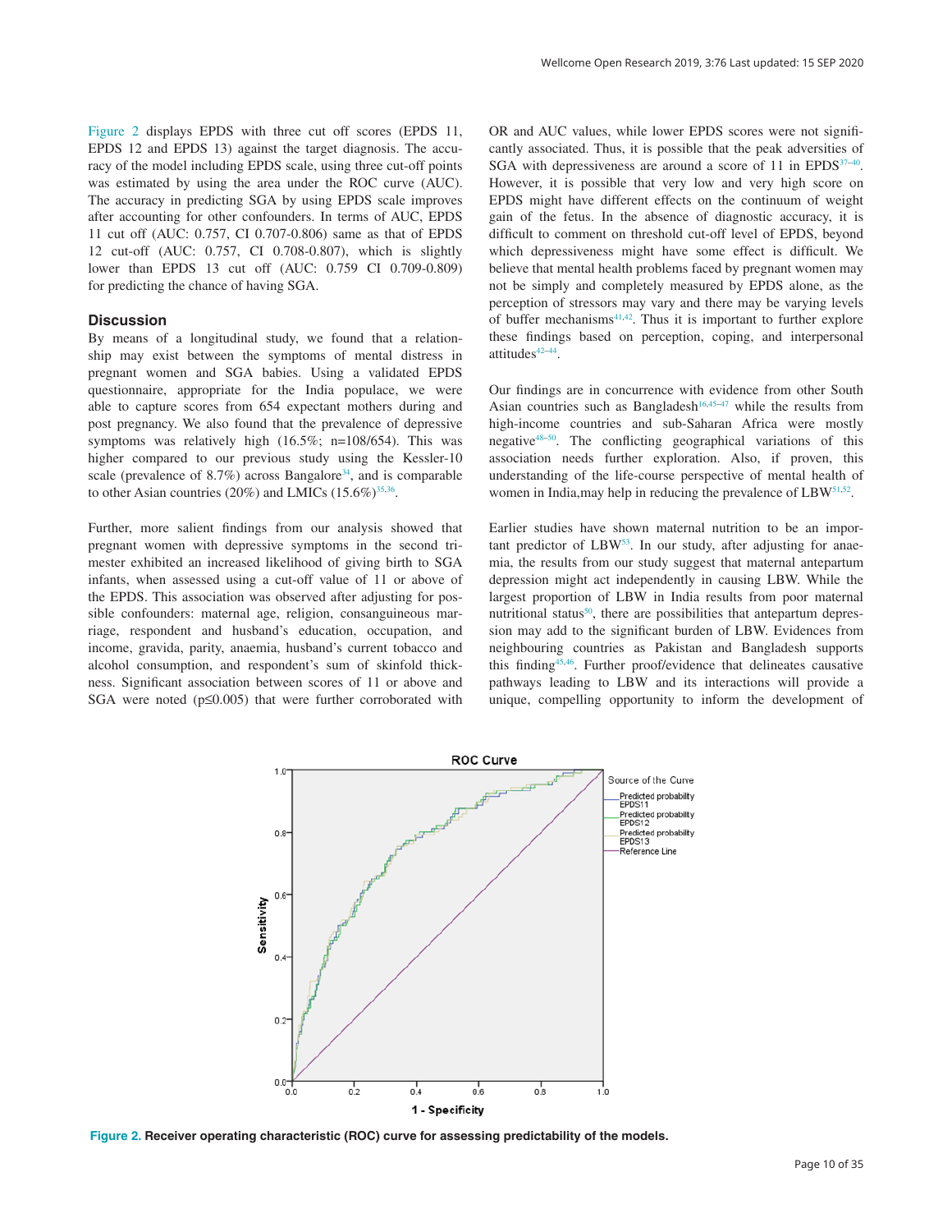Figure 2 displays EPDS with three cut off scores (EPDS 11, EPDS 12 and EPDS 13) against the target diagnosis. The accuracy of the model including EPDS scale, using three cut-off points was estimated by using the area under the ROC curve (AUC). The accuracy in predicting SGA by using EPDS scale improves after accounting for other confounders. In terms of AUC, EPDS 11 cut off (AUC: 0.757, CI 0.707-0.806) same as that of EPDS 12 cut-off (AUC: 0.757, CI 0.708-0.807), which is slightly lower than EPDS 13 cut off (AUC: 0.759 CI 0.709-0.809) for predicting the chance of having SGA.

## Discussion

By means of a longitudinal study, we found that a relationship may exist between the symptoms of mental distress in pregnant women and SGA babies. Using a validated EPDS questionnaire, appropriate for the India populace, we were able to capture scores from 654 expectant mothers during and post pregnancy. We also found that the prevalence of depressive symptoms was relatively high (16.5%; n=108/654). This was higher compared to our previous study using the Kessler-10 scale (prevalence of 8.7%) across Bangalore[34], and is comparable to other Asian countries (20%) and LMICs (15.6%)[35,36].

Further, more salient findings from our analysis showed that pregnant women with depressive symptoms in the second trimester exhibited an increased likelihood of giving birth to SGA infants, when assessed using a cut-off value of 11 or above of the EPDS. This association was observed after adjusting for possible confounders: maternal age, religion, consanguineous marriage, respondent and husband's education, occupation, and income, gravida, parity, anaemia, husband's current tobacco and alcohol consumption, and respondent's sum of skinfold thickness. Significant association between scores of 11 or above and SGA were noted ($p \leq 0.005$) that were further corroborated with OR and AUC values, while lower EPDS scores were not significantly associated. Thus, it is possible that the peak adversities of SGA with depressiveness are around a score of 11 in EPDS[37–40]. However, it is possible that very low and very high score on EPDS might have different effects on the continuum of weight gain of the fetus. In the absence of diagnostic accuracy, it is difficult to comment on threshold cut-off level of EPDS, beyond which depressiveness might have some effect is difficult. We believe that mental health problems faced by pregnant women may not be simply and completely measured by EPDS alone, as the perception of stressors may vary and there may be varying levels of buffer mechanisms[41,42]. Thus it is important to further explore these findings based on perception, coping, and interpersonal attitudes[42–44].

Our findings are in concurrence with evidence from other South Asian countries such as Bangladesh[16,45–47] while the results from high-income countries and sub-Saharan Africa were mostly negative[48–50]. The conflicting geographical variations of this association needs further exploration. Also, if proven, this understanding of the life-course perspective of mental health of women in India,may help in reducing the prevalence of LBW[51,52].

Earlier studies have shown maternal nutrition to be an important predictor of LBW[53]. In our study, after adjusting for anaemia, the results from our study suggest that maternal antepartum depression might act independently in causing LBW. While the largest proportion of LBW in India results from poor maternal nutritional status[50], there are possibilities that antepartum depression may add to the significant burden of LBW. Evidences from neighbouring countries as Pakistan and Bangladesh supports this finding[45,46]. Further proof/evidence that delineates causative pathways leading to LBW and its interactions will provide a unique, compelling opportunity to inform the development of

**Figure 2. Receiver operating characteristic (ROC) curve for assessing predictability of the models.**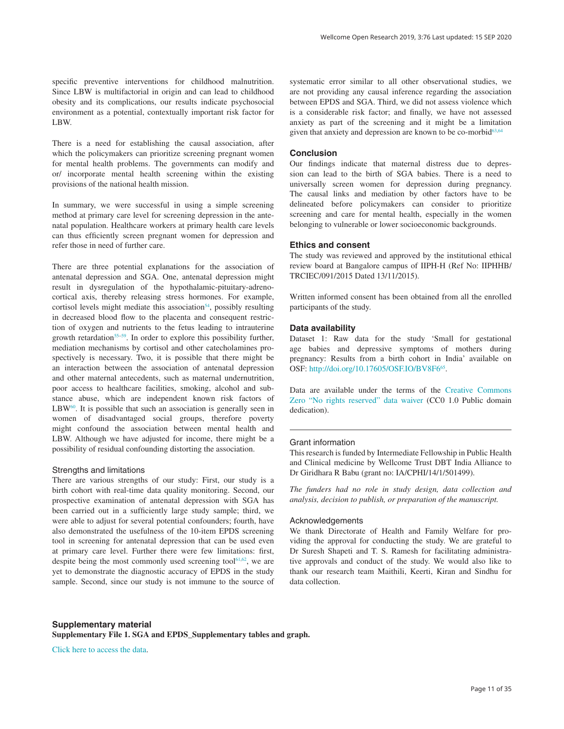specific preventive interventions for childhood malnutrition. Since LBW is multifactorial in origin and can lead to childhood obesity and its complications, our results indicate psychosocial environment as a potential, contextually important risk factor for LBW.

There is a need for establishing the causal association, after which the policymakers can prioritize screening pregnant women for mental health problems. The governments can modify and or/ incorporate mental health screening within the existing provisions of the national health mission.

In summary, we were successful in using a simple screening method at primary care level for screening depression in the antenatal population. Healthcare workers at primary health care levels can thus efficiently screen pregnant women for depression and refer those in need of further care.

There are three potential explanations for the association of antenatal depression and SGA. One, antenatal depression might result in dysregulation of the hypothalamic-pituitary-adrenocortical axis, thereby releasing stress hormones. For example, cortisol levels might mediate this association[54], possibly resulting in decreased blood flow to the placenta and consequent restriction of oxygen and nutrients to the fetus leading to intrauterine growth retardation[55–59]. In order to explore this possibility further, mediation mechanisms by cortisol and other catecholamines prospectively is necessary. Two, it is possible that there might be an interaction between the association of antenatal depression and other maternal antecedents, such as maternal undernutrition, poor access to healthcare facilities, smoking, alcohol and substance abuse, which are independent known risk factors of LBW[60]. It is possible that such an association is generally seen in women of disadvantaged social groups, therefore poverty might confound the association between mental health and LBW. Although we have adjusted for income, there might be a possibility of residual confounding distorting the association.

### Strengths and limitations

There are various strengths of our study: First, our study is a birth cohort with real-time data quality monitoring. Second, our prospective examination of antenatal depression with SGA has been carried out in a sufficiently large study sample; third, we were able to adjust for several potential confounders; fourth, have also demonstrated the usefulness of the 10-item EPDS screening tool in screening for antenatal depression that can be used even at primary care level. Further there were few limitations: first, despite being the most commonly used screening tool[61,62], we are yet to demonstrate the diagnostic accuracy of EPDS in the study sample. Second, since our study is not immune to the source of systematic error similar to all other observational studies, we are not providing any causal inference regarding the association between EPDS and SGA. Third, we did not assess violence which is a considerable risk factor; and finally, we have not assessed anxiety as part of the screening and it might be a limitation given that anxiety and depression are known to be co-morbid[63,64]

## Conclusion

Our findings indicate that maternal distress due to depression can lead to the birth of SGA babies. There is a need to universally screen women for depression during pregnancy. The causal links and mediation by other factors have to be delineated before policymakers can consider to prioritize screening and care for mental health, especially in the women belonging to vulnerable or lower socioeconomic backgrounds.

## Ethics and consent

The study was reviewed and approved by the institutional ethical review board at Bangalore campus of IIPH-H (Ref No: IIPHHB/TRCIEC/091/2015 Dated 13/11/2015).

Written informed consent has been obtained from all the enrolled participants of the study.

## Data availability

Dataset 1: Raw data for the study 'Small for gestational age babies and depressive symptoms of mothers during pregnancy: Results from a birth cohort in India' available on OSF: http://doi.org/10.17605/OSF.IO/BV8F6[65].

Data are available under the terms of the Creative Commons Zero "No rights reserved" data waiver (CC0 1.0 Public domain dedication).

---

### Grant information

This research is funded by Intermediate Fellowship in Public Health and Clinical medicine by Wellcome Trust DBT India Alliance to Dr Giridhara R Babu (grant no: IA/CPHI/14/1/501499).

*The funders had no role in study design, data collection and analysis, decision to publish, or preparation of the manuscript.*

### Acknowledgements

We thank Directorate of Health and Family Welfare for providing the approval for conducting the study. We are grateful to Dr Suresh Shapeti and T. S. Ramesh for facilitating administrative approvals and conduct of the study. We would also like to thank our research team Maithili, Keerti, Kiran and Sindhu for data collection.

## Supplementary material

**Supplementary File 1. SGA and EPDS_Supplementary tables and graph.**

Click here to access the data.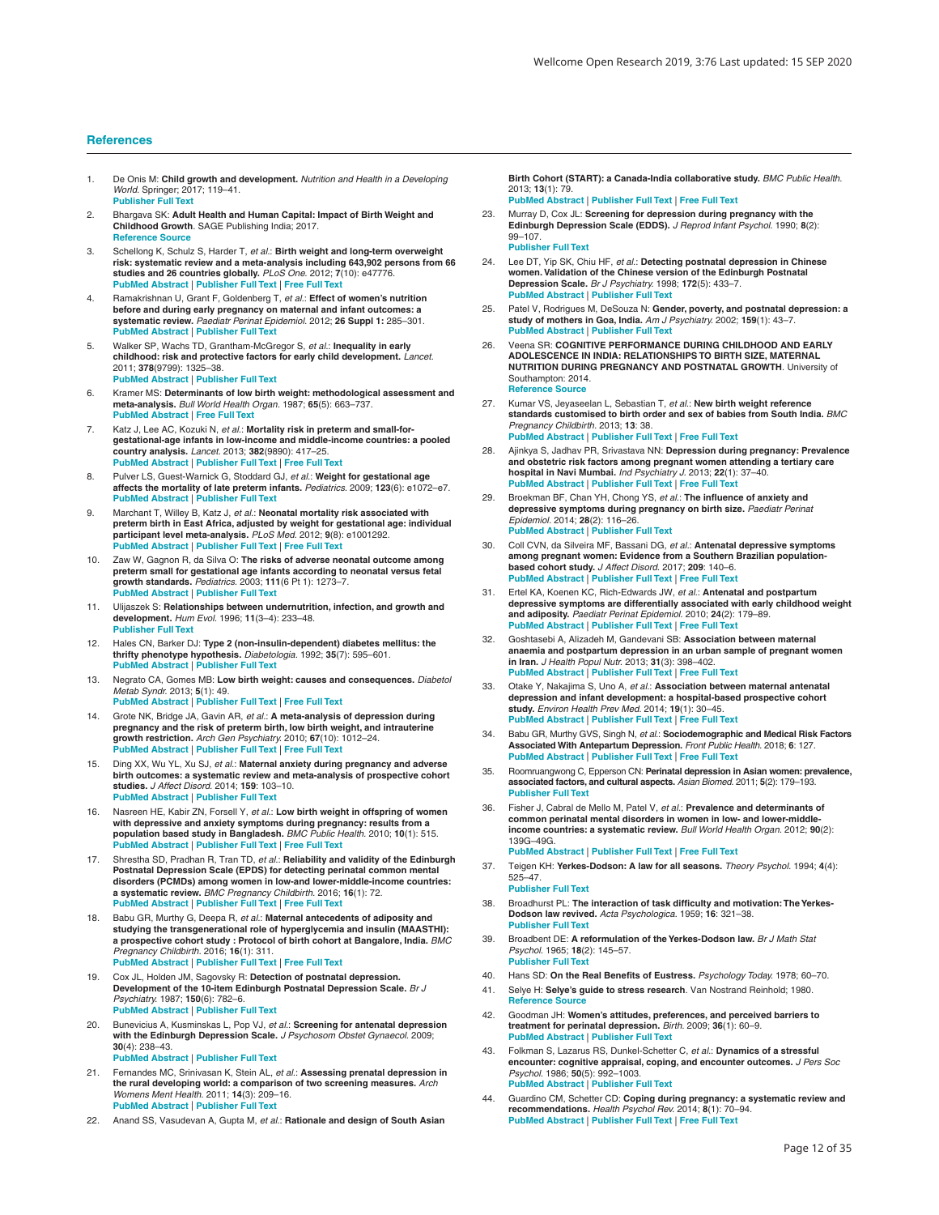## References

1. De Onis M: **Child growth and development.** *Nutrition and Health in a Developing World.* Springer; 2017; 119–41.
**Publisher Full Text**

2. Bhargava SK: **Adult Health and Human Capital: Impact of Birth Weight and Childhood Growth**. SAGE Publishing India; 2017.
**Reference Source**

3. Schellong K, Schulz S, Harder T, *et al.*: **Birth weight and long-term overweight risk: systematic review and a meta-analysis including 643,902 persons from 66 studies and 26 countries globally.** *PLoS One.* 2012; **7**(10): e47776.
**PubMed Abstract** | **Publisher Full Text** | **Free Full Text**

4. Ramakrishnan U, Grant F, Goldenberg T, *et al.*: **Effect of women's nutrition before and during early pregnancy on maternal and infant outcomes: a systematic review.** *Paediatr Perinat Epidemiol.* 2012; **26 Suppl 1:** 285–301.
**PubMed Abstract** | **Publisher Full Text**

5. Walker SP, Wachs TD, Grantham-McGregor S, *et al.*: **Inequality in early childhood: risk and protective factors for early child development.** *Lancet.* 2011; **378**(9799): 1325–38.
**PubMed Abstract** | **Publisher Full Text**

6. Kramer MS: **Determinants of low birth weight: methodological assessment and meta-analysis.** *Bull World Health Organ.* 1987; **65**(5): 663–737.
**PubMed Abstract** | **Free Full Text**

7. Katz J, Lee AC, Kozuki N, *et al.*: **Mortality risk in preterm and small-for-gestational-age infants in low-income and middle-income countries: a pooled country analysis.** *Lancet.* 2013; **382**(9890): 417–25.
**PubMed Abstract** | **Publisher Full Text** | **Free Full Text**

8. Pulver LS, Guest-Warnick G, Stoddard GJ, *et al.*: **Weight for gestational age affects the mortality of late preterm infants.** *Pediatrics.* 2009; **123**(6): e1072–e7.
**PubMed Abstract** | **Publisher Full Text**

9. Marchant T, Willey B, Katz J, *et al.*: **Neonatal mortality risk associated with preterm birth in East Africa, adjusted by weight for gestational age: individual participant level meta-analysis.** *PLoS Med.* 2012; **9**(8): e1001292.
**PubMed Abstract** | **Publisher Full Text** | **Free Full Text**

10. Zaw W, Gagnon R, da Silva O: **The risks of adverse neonatal outcome among preterm small for gestational age infants according to neonatal versus fetal growth standards.** *Pediatrics.* 2003; **111**(6 Pt 1): 1273–7.
**PubMed Abstract** | **Publisher Full Text**

11. Ulijaszek S: **Relationships between undernutrition, infection, and growth and development.** *Hum Evol.* 1996; **11**(3–4): 233–48.
**Publisher Full Text**

12. Hales CN, Barker DJ: **Type 2 (non-insulin-dependent) diabetes mellitus: the thrifty phenotype hypothesis.** *Diabetologia.* 1992; **35**(7): 595–601.
**PubMed Abstract** | **Publisher Full Text**

13. Negrato CA, Gomes MB: **Low birth weight: causes and consequences.** *Diabetol Metab Syndr.* 2013; **5**(1): 49.
**PubMed Abstract** | **Publisher Full Text** | **Free Full Text**

14. Grote NK, Bridge JA, Gavin AR, *et al.*: **A meta-analysis of depression during pregnancy and the risk of preterm birth, low birth weight, and intrauterine growth restriction.** *Arch Gen Psychiatry.* 2010; **67**(10): 1012–24.
**PubMed Abstract** | **Publisher Full Text** | **Free Full Text**

15. Ding XX, Wu YL, Xu SJ, *et al.*: **Maternal anxiety during pregnancy and adverse birth outcomes: a systematic review and meta-analysis of prospective cohort studies.** *J Affect Disord.* 2014; **159**: 103–10.
**PubMed Abstract** | **Publisher Full Text**

16. Nasreen HE, Kabir ZN, Forsell Y, *et al.*: **Low birth weight in offspring of women with depressive and anxiety symptoms during pregnancy: results from a population based study in Bangladesh.** *BMC Public Health.* 2010; **10**(1): 515.
**PubMed Abstract** | **Publisher Full Text** | **Free Full Text**

17. Shrestha SD, Pradhan R, Tran TD, *et al.*: **Reliability and validity of the Edinburgh Postnatal Depression Scale (EPDS) for detecting perinatal common mental disorders (PCMDs) among women in low-and lower-middle-income countries: a systematic review.** *BMC Pregnancy Childbirth.* 2016; **16**(1): 72.
**PubMed Abstract** | **Publisher Full Text** | **Free Full Text**

18. Babu GR, Murthy G, Deepa R, *et al.*: **Maternal antecedents of adiposity and studying the transgenerational role of hyperglycemia and insulin (MAASTHI): a prospective cohort study : Protocol of birth cohort at Bangalore, India.** *BMC Pregnancy Childbirth.* 2016; **16**(1): 311.
**PubMed Abstract** | **Publisher Full Text** | **Free Full Text**

19. Cox JL, Holden JM, Sagovsky R: **Detection of postnatal depression. Development of the 10-item Edinburgh Postnatal Depression Scale.** *Br J Psychiatry.* 1987; **150**(6): 782–6.
**PubMed Abstract** | **Publisher Full Text**

20. Bunevicius A, Kusminskas L, Pop VJ, *et al.*: **Screening for antenatal depression with the Edinburgh Depression Scale.** *J Psychosom Obstet Gynaecol.* 2009; **30**(4): 238–43.
**PubMed Abstract** | **Publisher Full Text**

21. Fernandes MC, Srinivasan K, Stein AL, *et al.*: **Assessing prenatal depression in the rural developing world: a comparison of two screening measures.** *Arch Womens Ment Health.* 2011; **14**(3): 209–16.
**PubMed Abstract** | **Publisher Full Text**

22. Anand SS, Vasudevan A, Gupta M, *et al.*: **Rationale and design of South Asian Birth Cohort (START): a Canada-India collaborative study.** *BMC Public Health.* 2013; **13**(1): 79.
**PubMed Abstract** | **Publisher Full Text** | **Free Full Text**

23. Murray D, Cox JL: **Screening for depression during pregnancy with the Edinburgh Depression Scale (EDDS).** *J Reprod Infant Psychol.* 1990; **8**(2): 99–107.
**Publisher Full Text**

24. Lee DT, Yip SK, Chiu HF, *et al.*: **Detecting postnatal depression in Chinese women. Validation of the Chinese version of the Edinburgh Postnatal Depression Scale.** *Br J Psychiatry.* 1998; **172**(5): 433–7.
**PubMed Abstract** | **Publisher Full Text**

25. Patel V, Rodrigues M, DeSouza N: **Gender, poverty, and postnatal depression: a study of mothers in Goa, India.** *Am J Psychiatry.* 2002; **159**(1): 43–7.
**PubMed Abstract** | **Publisher Full Text**

26. Veena SR: **COGNITIVE PERFORMANCE DURING CHILDHOOD AND EARLY ADOLESCENCE IN INDIA: RELATIONSHIPS TO BIRTH SIZE, MATERNAL NUTRITION DURING PREGNANCY AND POSTNATAL GROWTH**. University of Southampton: 2014.
**Reference Source**

27. Kumar VS, Jeyaseelan L, Sebastian T, *et al.*: **New birth weight reference standards customised to birth order and sex of babies from South India.** *BMC Pregnancy Childbirth.* 2013; **13**: 38.
**PubMed Abstract** | **Publisher Full Text** | **Free Full Text**

28. Ajinkya S, Jadhav PR, Srivastava NN: **Depression during pregnancy: Prevalence and obstetric risk factors among pregnant women attending a tertiary care hospital in Navi Mumbai.** *Ind Psychiatry J.* 2013; **22**(1): 37–40.
**PubMed Abstract** | **Publisher Full Text** | **Free Full Text**

29. Broekman BF, Chan YH, Chong YS, *et al.*: **The influence of anxiety and depressive symptoms during pregnancy on birth size.** *Paediatr Perinat Epidemiol.* 2014; **28**(2): 116–26.
**PubMed Abstract** | **Publisher Full Text**

30. Coll CVN, da Silveira MF, Bassani DG, *et al.*: **Antenatal depressive symptoms among pregnant women: Evidence from a Southern Brazilian population-based cohort study.** *J Affect Disord.* 2017; **209**: 140–6.
**PubMed Abstract** | **Publisher Full Text** | **Free Full Text**

31. Ertel KA, Koenen KC, Rich-Edwards JW, *et al.*: **Antenatal and postpartum depressive symptoms are differentially associated with early childhood weight and adiposity.** *Paediatr Perinat Epidemiol.* 2010; **24**(2): 179–89.
**PubMed Abstract** | **Publisher Full Text** | **Free Full Text**

32. Goshtasebi A, Alizadeh M, Gandevani SB: **Association between maternal anaemia and postpartum depression in an urban sample of pregnant women in Iran.** *J Health Popul Nutr.* 2013; **31**(3): 398–402.
**PubMed Abstract** | **Publisher Full Text** | **Free Full Text**

33. Otake Y, Nakajima S, Uno A, *et al.*: **Association between maternal antenatal depression and infant development: a hospital-based prospective cohort study.** *Environ Health Prev Med.* 2014; **19**(1): 30–45.
**PubMed Abstract** | **Publisher Full Text** | **Free Full Text**

34. Babu GR, Murthy GVS, Singh N, *et al.*: **Sociodemographic and Medical Risk Factors Associated With Antepartum Depression.** *Front Public Health.* 2018; **6**: 127.
**PubMed Abstract** | **Publisher Full Text** | **Free Full Text**

35. Roomruangwong C, Epperson CN: **Perinatal depression in Asian women: prevalence, associated factors, and cultural aspects.** *Asian Biomed.* 2011; **5**(2): 179–193.
**Publisher Full Text**

36. Fisher J, Cabral de Mello M, Patel V, *et al.*: **Prevalence and determinants of common perinatal mental disorders in women in low- and lower-middle-income countries: a systematic review.** *Bull World Health Organ.* 2012; **90**(2): 139G–49G.
**PubMed Abstract** | **Publisher Full Text** | **Free Full Text**

37. Teigen KH: **Yerkes-Dodson: A law for all seasons.** *Theory Psychol.* 1994; **4**(4): 525–47.
**Publisher Full Text**

38. Broadhurst PL: **The interaction of task difficulty and motivation: The Yerkes-Dodson law revived.** *Acta Psychologica.* 1959; **16**: 321–38.
**Publisher Full Text**

39. Broadbent DE: **A reformulation of the Yerkes-Dodson law.** *Br J Math Stat Psychol.* 1965; **18**(2): 145–57.
**Publisher Full Text**

40. Hans SD: **On the Real Benefits of Eustress.** *Psychology Today.* 1978; 60–70.

41. Selye H: **Selye's guide to stress research**. Van Nostrand Reinhold; 1980.
**Reference Source**

42. Goodman JH: **Women's attitudes, preferences, and perceived barriers to treatment for perinatal depression.** *Birth.* 2009; **36**(1): 60–9.
**PubMed Abstract** | **Publisher Full Text**

43. Folkman S, Lazarus RS, Dunkel-Schetter C, *et al.*: **Dynamics of a stressful encounter: cognitive appraisal, coping, and encounter outcomes.** *J Pers Soc Psychol.* 1986; **50**(5): 992–1003.
**PubMed Abstract** | **Publisher Full Text**

44. Guardino CM, Schetter CD: **Coping during pregnancy: a systematic review and recommendations.** *Health Psychol Rev.* 2014; **8**(1): 70–94.
**PubMed Abstract** | **Publisher Full Text** | **Free Full Text**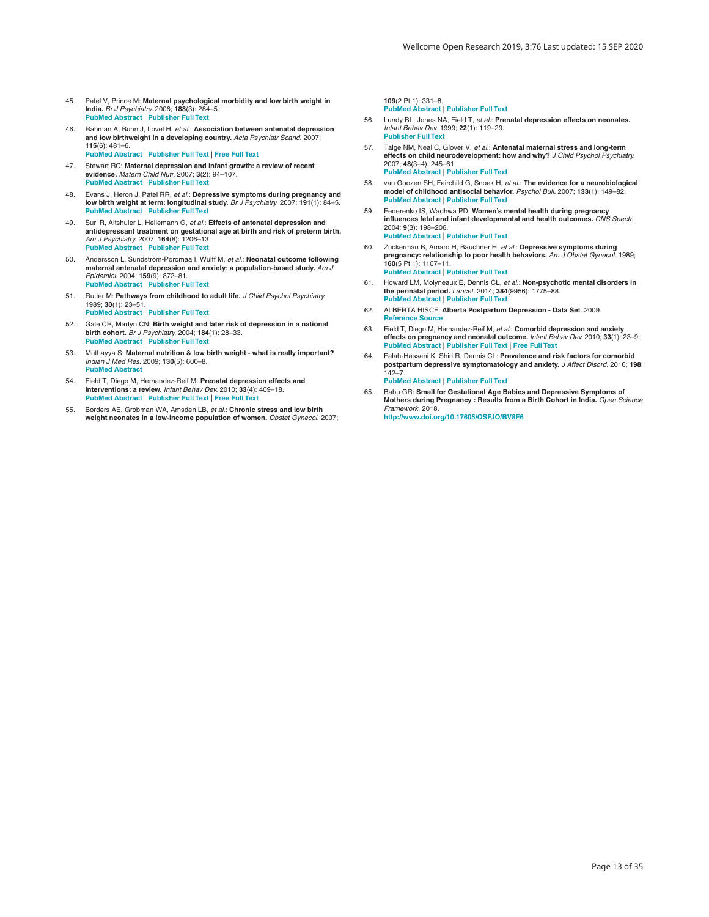45. Patel V, Prince M: **Maternal psychological morbidity and low birth weight in India.** *Br J Psychiatry.* 2006; **188**(3): 284–5.
PubMed Abstract | Publisher Full Text

46. Rahman A, Bunn J, Lovel H, *et al.*: **Association between antenatal depression and low birthweight in a developing country.** *Acta Psychiatr Scand.* 2007; **115**(6): 481–6.
PubMed Abstract | Publisher Full Text | Free Full Text

47. Stewart RC: **Maternal depression and infant growth: a review of recent evidence.** *Matern Child Nutr.* 2007; **3**(2): 94–107.
PubMed Abstract | Publisher Full Text

48. Evans J, Heron J, Patel RR, *et al.*: **Depressive symptoms during pregnancy and low birth weight at term: longitudinal study.** *Br J Psychiatry.* 2007; **191**(1): 84–5.
PubMed Abstract | Publisher Full Text

49. Suri R, Altshuler L, Hellemann G, *et al.*: **Effects of antenatal depression and antidepressant treatment on gestational age at birth and risk of preterm birth.** *Am J Psychiatry.* 2007; **164**(8): 1206–13.
PubMed Abstract | Publisher Full Text

50. Andersson L, Sundström-Poromaa I, Wulff M, *et al.*: **Neonatal outcome following maternal antenatal depression and anxiety: a population-based study.** *Am J Epidemiol.* 2004; **159**(9): 872–81.
PubMed Abstract | Publisher Full Text

51. Rutter M: **Pathways from childhood to adult life.** *J Child Psychol Psychiatry.* 1989; **30**(1): 23–51.
PubMed Abstract | Publisher Full Text

52. Gale CR, Martyn CN: **Birth weight and later risk of depression in a national birth cohort.** *Br J Psychiatry.* 2004; **184**(1): 28–33.
PubMed Abstract | Publisher Full Text

53. Muthayya S: **Maternal nutrition & low birth weight - what is really important?** *Indian J Med Res.* 2009; **130**(5): 600–8.
PubMed Abstract

54. Field T, Diego M, Hernandez-Reif M: **Prenatal depression effects and interventions: a review.** *Infant Behav Dev.* 2010; **33**(4): 409–18.
PubMed Abstract | Publisher Full Text | Free Full Text

55. Borders AE, Grobman WA, Amsden LB, *et al.*: **Chronic stress and low birth weight neonates in a low-income population of women.** *Obstet Gynecol.* 2007; **109**(2 Pt 1): 331–8.
PubMed Abstract | Publisher Full Text

56. Lundy BL, Jones NA, Field T, *et al.*: **Prenatal depression effects on neonates.** *Infant Behav Dev.* 1999; **22**(1): 119–29.
Publisher Full Text

57. Talge NM, Neal C, Glover V, *et al.*: **Antenatal maternal stress and long-term effects on child neurodevelopment: how and why?** *J Child Psychol Psychiatry.* 2007; **48**(3–4): 245–61.
PubMed Abstract | Publisher Full Text

58. van Goozen SH, Fairchild G, Snoek H, *et al.*: **The evidence for a neurobiological model of childhood antisocial behavior.** *Psychol Bull.* 2007; **133**(1): 149–82.
PubMed Abstract | Publisher Full Text

59. Federenko IS, Wadhwa PD: **Women's mental health during pregnancy influences fetal and infant developmental and health outcomes.** *CNS Spectr.* 2004; **9**(3): 198–206.
PubMed Abstract | Publisher Full Text

60. Zuckerman B, Amaro H, Bauchner H, *et al.*: **Depressive symptoms during pregnancy: relationship to poor health behaviors.** *Am J Obstet Gynecol.* 1989; **160**(5 Pt 1): 1107–11.
PubMed Abstract | Publisher Full Text

61. Howard LM, Molyneaux E, Dennis CL, *et al.*: **Non-psychotic mental disorders in the perinatal period.** *Lancet.* 2014; **384**(9956): 1775–88.
PubMed Abstract | Publisher Full Text

62. ALBERTA HISCF: **Alberta Postpartum Depression - Data Set**. 2009.
Reference Source

63. Field T, Diego M, Hernandez-Reif M, *et al.*: **Comorbid depression and anxiety effects on pregnancy and neonatal outcome.** *Infant Behav Dev.* 2010; **33**(1): 23–9.
PubMed Abstract | Publisher Full Text | Free Full Text

64. Falah-Hassani K, Shiri R, Dennis CL: **Prevalence and risk factors for comorbid postpartum depressive symptomatology and anxiety.** *J Affect Disord.* 2016; **198**: 142–7.
PubMed Abstract | Publisher Full Text

65. Babu GR: **Small for Gestational Age Babies and Depressive Symptoms of Mothers during Pregnancy : Results from a Birth Cohort in India.** *Open Science Framework.* 2018.
http://www.doi.org/10.17605/OSF.IO/BV8F6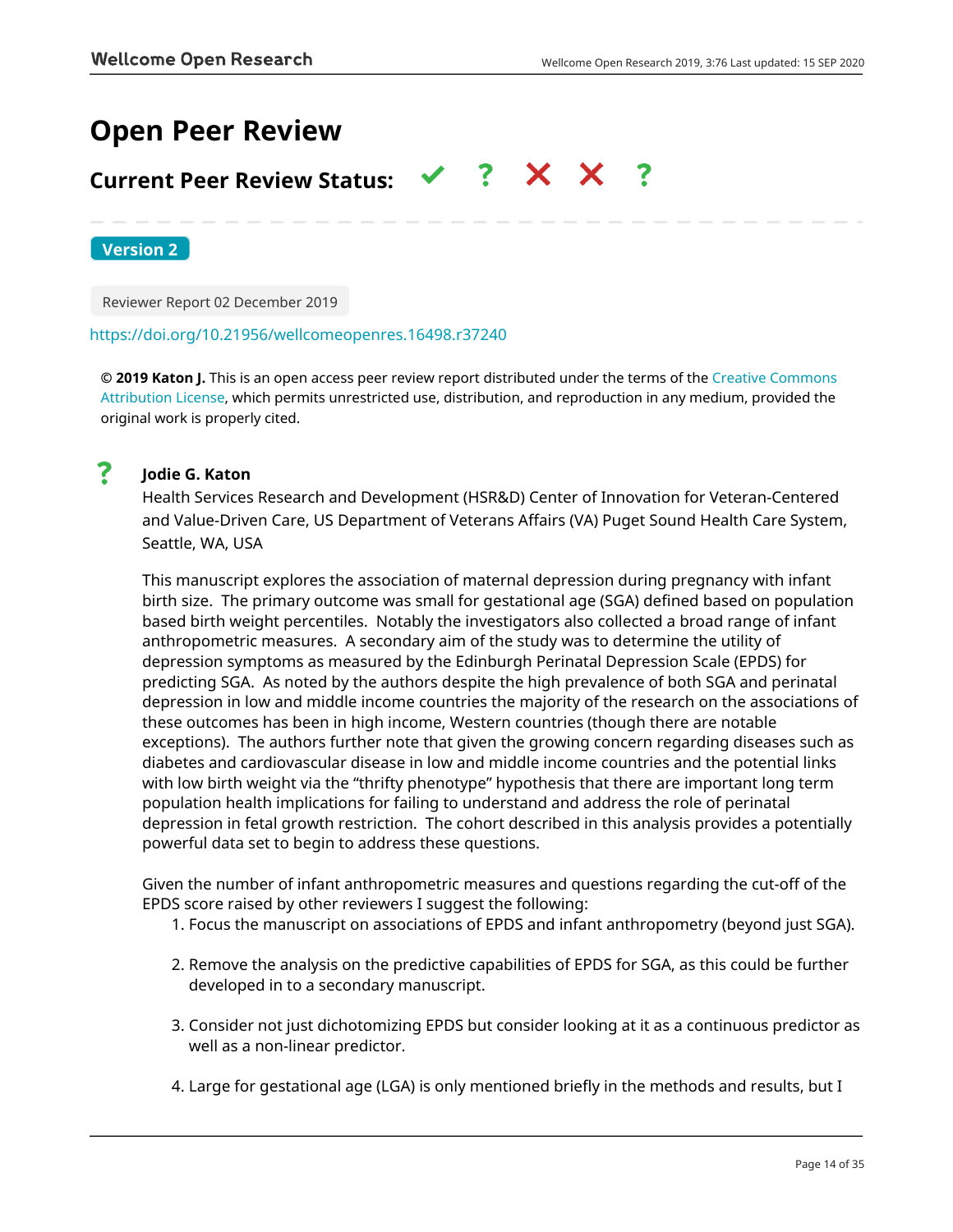# Open Peer Review

## Current Peer Review Status: ✔ ? ✘ ✘ ?

**Version 2**

Reviewer Report 02 December 2019

https://doi.org/10.21956/wellcomeopenres.16498.r37240

**© 2019 Katon J.** This is an open access peer review report distributed under the terms of the Creative Commons Attribution License, which permits unrestricted use, distribution, and reproduction in any medium, provided the original work is properly cited.

? **Jodie G. Katon**

Health Services Research and Development (HSR&D) Center of Innovation for Veteran-Centered and Value-Driven Care, US Department of Veterans Affairs (VA) Puget Sound Health Care System, Seattle, WA, USA

This manuscript explores the association of maternal depression during pregnancy with infant birth size. The primary outcome was small for gestational age (SGA) defined based on population based birth weight percentiles. Notably the investigators also collected a broad range of infant anthropometric measures. A secondary aim of the study was to determine the utility of depression symptoms as measured by the Edinburgh Perinatal Depression Scale (EPDS) for predicting SGA. As noted by the authors despite the high prevalence of both SGA and perinatal depression in low and middle income countries the majority of the research on the associations of these outcomes has been in high income, Western countries (though there are notable exceptions). The authors further note that given the growing concern regarding diseases such as diabetes and cardiovascular disease in low and middle income countries and the potential links with low birth weight via the "thrifty phenotype" hypothesis that there are important long term population health implications for failing to understand and address the role of perinatal depression in fetal growth restriction. The cohort described in this analysis provides a potentially powerful data set to begin to address these questions.

Given the number of infant anthropometric measures and questions regarding the cut-off of the EPDS score raised by other reviewers I suggest the following:

1. Focus the manuscript on associations of EPDS and infant anthropometry (beyond just SGA).
2. Remove the analysis on the predictive capabilities of EPDS for SGA, as this could be further developed in to a secondary manuscript.
3. Consider not just dichotomizing EPDS but consider looking at it as a continuous predictor as well as a non-linear predictor.
4. Large for gestational age (LGA) is only mentioned briefly in the methods and results, but I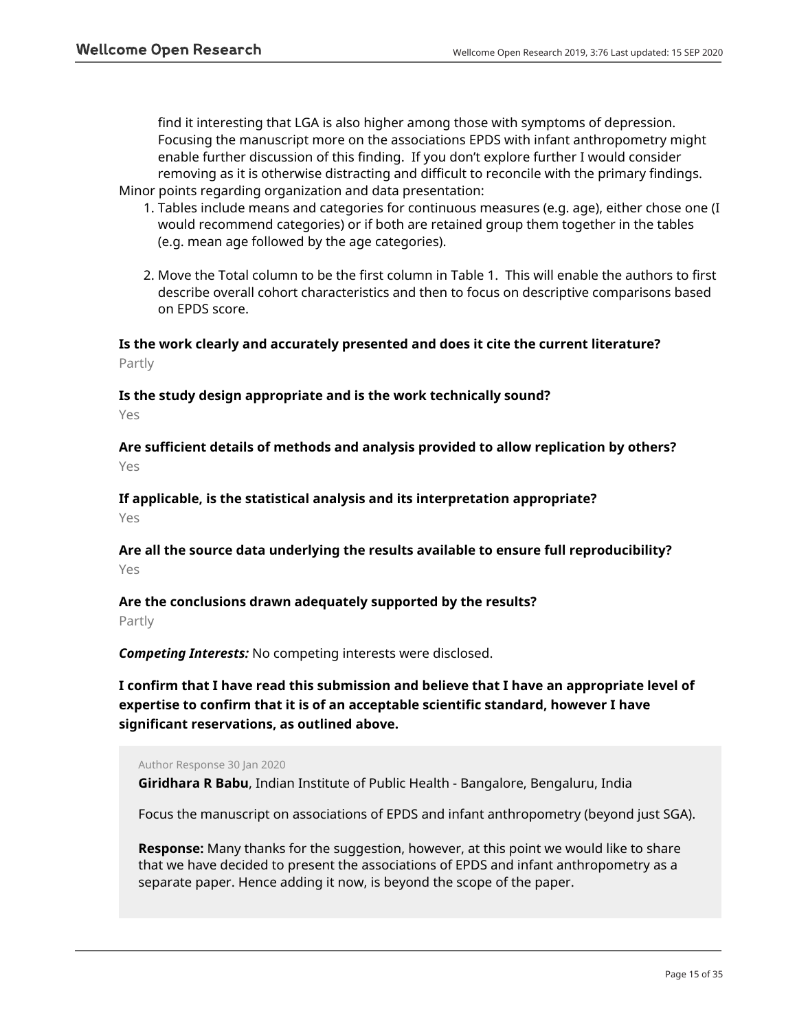find it interesting that LGA is also higher among those with symptoms of depression. Focusing the manuscript more on the associations EPDS with infant anthropometry might enable further discussion of this finding.  If you don't explore further I would consider removing as it is otherwise distracting and difficult to reconcile with the primary findings.

Minor points regarding organization and data presentation:

1. Tables include means and categories for continuous measures (e.g. age), either chose one (I would recommend categories) or if both are retained group them together in the tables (e.g. mean age followed by the age categories).

2. Move the Total column to be the first column in Table 1.  This will enable the authors to first describe overall cohort characteristics and then to focus on descriptive comparisons based on EPDS score.

**Is the work clearly and accurately presented and does it cite the current literature?**
Partly

**Is the study design appropriate and is the work technically sound?**
Yes

**Are sufficient details of methods and analysis provided to allow replication by others?**
Yes

**If applicable, is the statistical analysis and its interpretation appropriate?**
Yes

**Are all the source data underlying the results available to ensure full reproducibility?**
Yes

**Are the conclusions drawn adequately supported by the results?**
Partly

***Competing Interests:*** No competing interests were disclosed.

**I confirm that I have read this submission and believe that I have an appropriate level of expertise to confirm that it is of an acceptable scientific standard, however I have significant reservations, as outlined above.**

Author Response 30 Jan 2020

**Giridhara R Babu**, Indian Institute of Public Health - Bangalore, Bengaluru, India

Focus the manuscript on associations of EPDS and infant anthropometry (beyond just SGA).

**Response:** Many thanks for the suggestion, however, at this point we would like to share that we have decided to present the associations of EPDS and infant anthropometry as a separate paper. Hence adding it now, is beyond the scope of the paper.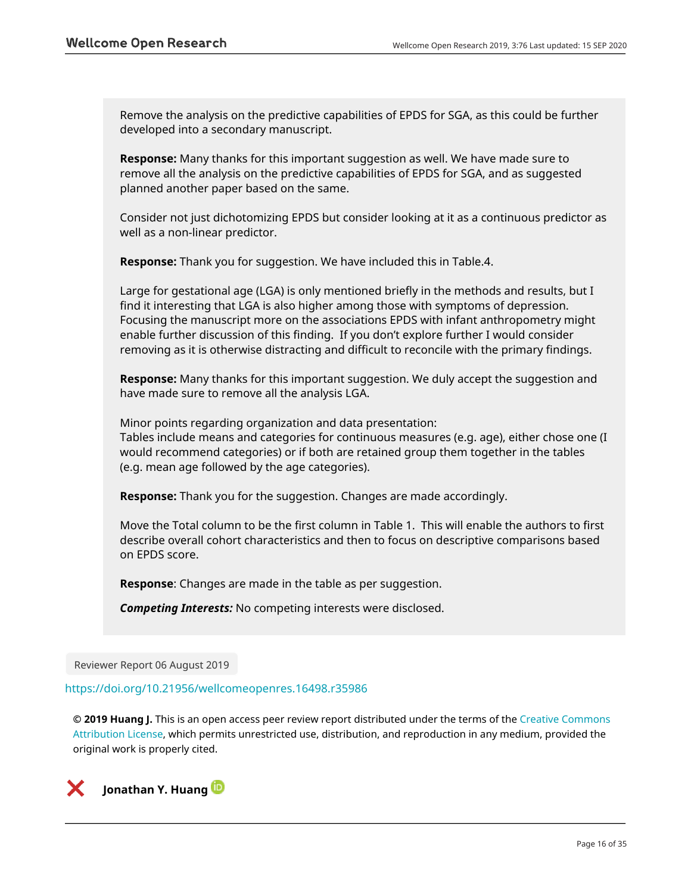Remove the analysis on the predictive capabilities of EPDS for SGA, as this could be further developed into a secondary manuscript.

**Response:** Many thanks for this important suggestion as well. We have made sure to remove all the analysis on the predictive capabilities of EPDS for SGA, and as suggested planned another paper based on the same.

Consider not just dichotomizing EPDS but consider looking at it as a continuous predictor as well as a non-linear predictor.

**Response:** Thank you for suggestion. We have included this in Table.4.

Large for gestational age (LGA) is only mentioned briefly in the methods and results, but I find it interesting that LGA is also higher among those with symptoms of depression. Focusing the manuscript more on the associations EPDS with infant anthropometry might enable further discussion of this finding. If you don't explore further I would consider removing as it is otherwise distracting and difficult to reconcile with the primary findings.

**Response:** Many thanks for this important suggestion. We duly accept the suggestion and have made sure to remove all the analysis LGA.

Minor points regarding organization and data presentation:
Tables include means and categories for continuous measures (e.g. age), either chose one (I would recommend categories) or if both are retained group them together in the tables (e.g. mean age followed by the age categories).

**Response:** Thank you for the suggestion. Changes are made accordingly.

Move the Total column to be the first column in Table 1. This will enable the authors to first describe overall cohort characteristics and then to focus on descriptive comparisons based on EPDS score.

**Response**: Changes are made in the table as per suggestion.

***Competing Interests:*** No competing interests were disclosed.

Reviewer Report 06 August 2019

https://doi.org/10.21956/wellcomeopenres.16498.r35986

**© 2019 Huang J.** This is an open access peer review report distributed under the terms of the Creative Commons Attribution License, which permits unrestricted use, distribution, and reproduction in any medium, provided the original work is properly cited.

❌ **Jonathan Y. Huang**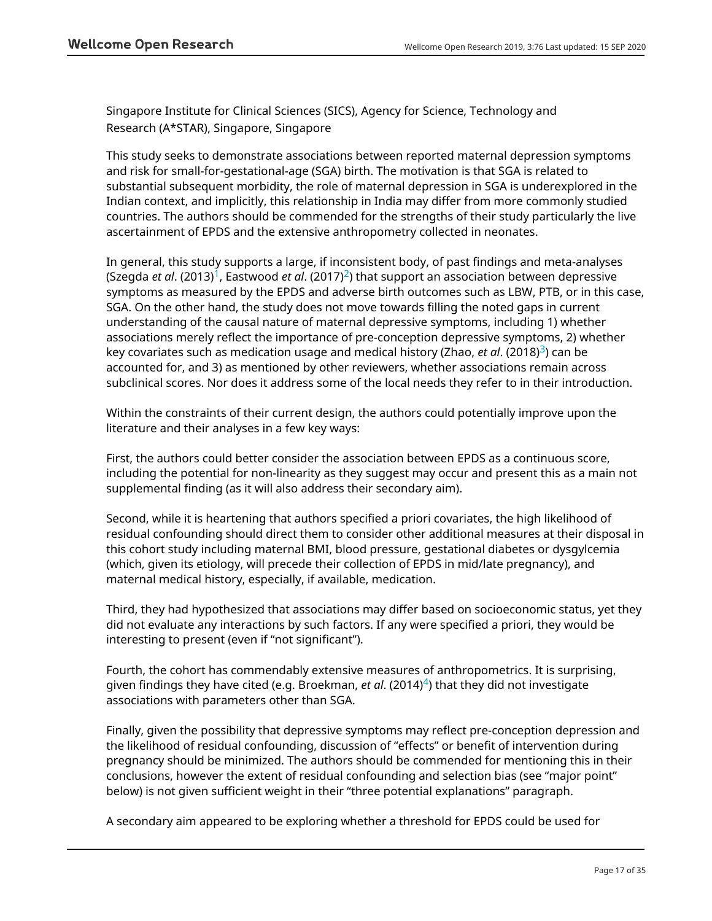Singapore Institute for Clinical Sciences (SICS), Agency for Science, Technology and Research (A*STAR), Singapore, Singapore

This study seeks to demonstrate associations between reported maternal depression symptoms and risk for small-for-gestational-age (SGA) birth. The motivation is that SGA is related to substantial subsequent morbidity, the role of maternal depression in SGA is underexplored in the Indian context, and implicitly, this relationship in India may differ from more commonly studied countries. The authors should be commended for the strengths of their study particularly the live ascertainment of EPDS and the extensive anthropometry collected in neonates.

In general, this study supports a large, if inconsistent body, of past findings and meta-analyses (Szegda *et al*. (2013)[1], Eastwood *et al*. (2017)[2]) that support an association between depressive symptoms as measured by the EPDS and adverse birth outcomes such as LBW, PTB, or in this case, SGA. On the other hand, the study does not move towards filling the noted gaps in current understanding of the causal nature of maternal depressive symptoms, including 1) whether associations merely reflect the importance of pre-conception depressive symptoms, 2) whether key covariates such as medication usage and medical history (Zhao, *et al*. (2018)[3]) can be accounted for, and 3) as mentioned by other reviewers, whether associations remain across subclinical scores. Nor does it address some of the local needs they refer to in their introduction.

Within the constraints of their current design, the authors could potentially improve upon the literature and their analyses in a few key ways:

First, the authors could better consider the association between EPDS as a continuous score, including the potential for non-linearity as they suggest may occur and present this as a main not supplemental finding (as it will also address their secondary aim).

Second, while it is heartening that authors specified a priori covariates, the high likelihood of residual confounding should direct them to consider other additional measures at their disposal in this cohort study including maternal BMI, blood pressure, gestational diabetes or dysgylcemia (which, given its etiology, will precede their collection of EPDS in mid/late pregnancy), and maternal medical history, especially, if available, medication.

Third, they had hypothesized that associations may differ based on socioeconomic status, yet they did not evaluate any interactions by such factors. If any were specified a priori, they would be interesting to present (even if "not significant").

Fourth, the cohort has commendably extensive measures of anthropometrics. It is surprising, given findings they have cited (e.g. Broekman, *et al*. (2014)[4]) that they did not investigate associations with parameters other than SGA.

Finally, given the possibility that depressive symptoms may reflect pre-conception depression and the likelihood of residual confounding, discussion of "effects" or benefit of intervention during pregnancy should be minimized. The authors should be commended for mentioning this in their conclusions, however the extent of residual confounding and selection bias (see "major point" below) is not given sufficient weight in their "three potential explanations" paragraph.

A secondary aim appeared to be exploring whether a threshold for EPDS could be used for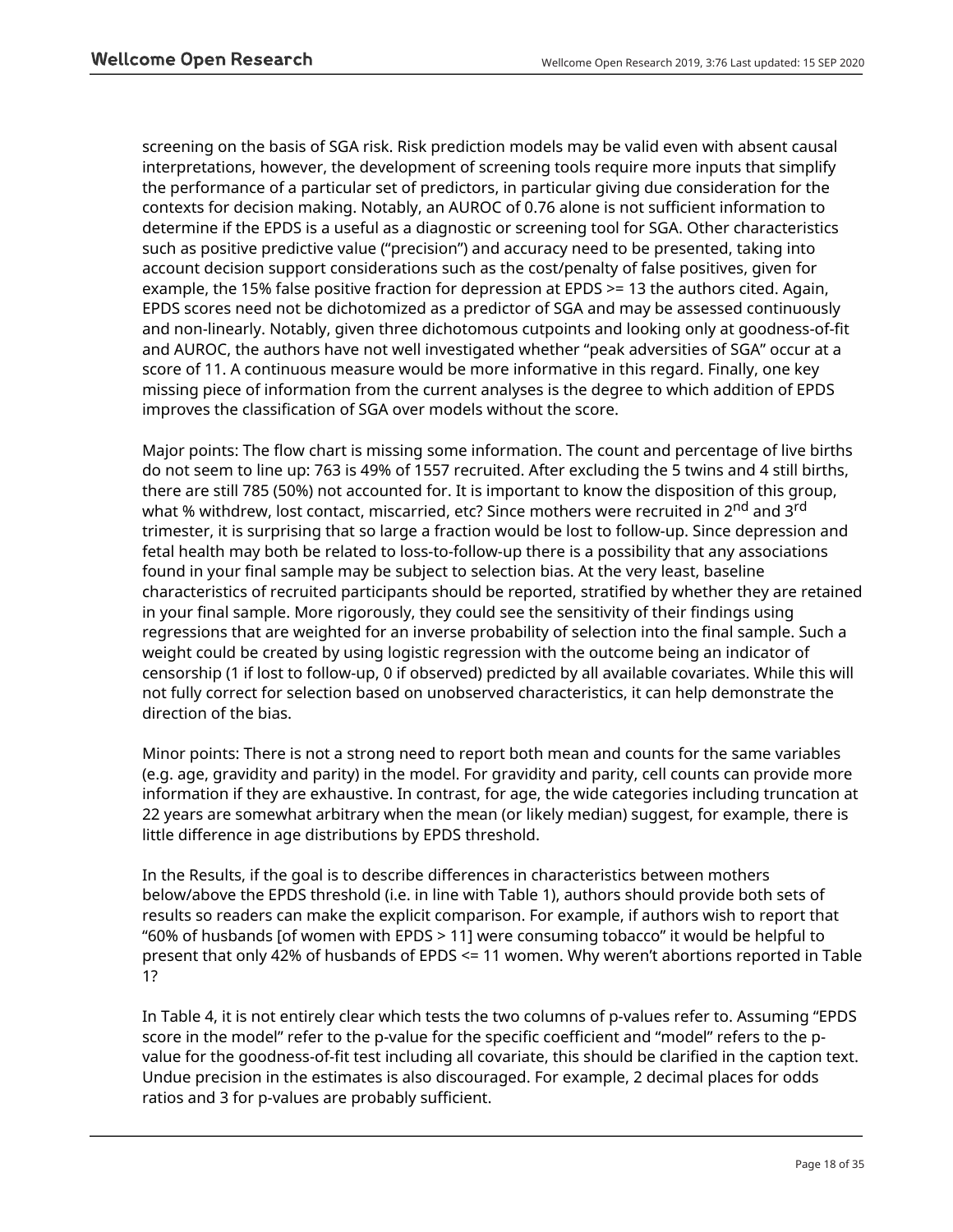screening on the basis of SGA risk. Risk prediction models may be valid even with absent causal interpretations, however, the development of screening tools require more inputs that simplify the performance of a particular set of predictors, in particular giving due consideration for the contexts for decision making. Notably, an AUROC of 0.76 alone is not sufficient information to determine if the EPDS is a useful as a diagnostic or screening tool for SGA. Other characteristics such as positive predictive value ("precision") and accuracy need to be presented, taking into account decision support considerations such as the cost/penalty of false positives, given for example, the 15% false positive fraction for depression at EPDS >= 13 the authors cited. Again, EPDS scores need not be dichotomized as a predictor of SGA and may be assessed continuously and non-linearly. Notably, given three dichotomous cutpoints and looking only at goodness-of-fit and AUROC, the authors have not well investigated whether "peak adversities of SGA" occur at a score of 11. A continuous measure would be more informative in this regard. Finally, one key missing piece of information from the current analyses is the degree to which addition of EPDS improves the classification of SGA over models without the score.

Major points: The flow chart is missing some information. The count and percentage of live births do not seem to line up: 763 is 49% of 1557 recruited. After excluding the 5 twins and 4 still births, there are still 785 (50%) not accounted for. It is important to know the disposition of this group, what % withdrew, lost contact, miscarried, etc? Since mothers were recruited in 2nd and 3rd trimester, it is surprising that so large a fraction would be lost to follow-up. Since depression and fetal health may both be related to loss-to-follow-up there is a possibility that any associations found in your final sample may be subject to selection bias. At the very least, baseline characteristics of recruited participants should be reported, stratified by whether they are retained in your final sample. More rigorously, they could see the sensitivity of their findings using regressions that are weighted for an inverse probability of selection into the final sample. Such a weight could be created by using logistic regression with the outcome being an indicator of censorship (1 if lost to follow-up, 0 if observed) predicted by all available covariates. While this will not fully correct for selection based on unobserved characteristics, it can help demonstrate the direction of the bias.

Minor points: There is not a strong need to report both mean and counts for the same variables (e.g. age, gravidity and parity) in the model. For gravidity and parity, cell counts can provide more information if they are exhaustive. In contrast, for age, the wide categories including truncation at 22 years are somewhat arbitrary when the mean (or likely median) suggest, for example, there is little difference in age distributions by EPDS threshold.

In the Results, if the goal is to describe differences in characteristics between mothers below/above the EPDS threshold (i.e. in line with Table 1), authors should provide both sets of results so readers can make the explicit comparison. For example, if authors wish to report that "60% of husbands [of women with EPDS > 11] were consuming tobacco" it would be helpful to present that only 42% of husbands of EPDS <= 11 women. Why weren't abortions reported in Table 1?

In Table 4, it is not entirely clear which tests the two columns of p-values refer to. Assuming "EPDS score in the model" refer to the p-value for the specific coefficient and "model" refers to the p-value for the goodness-of-fit test including all covariate, this should be clarified in the caption text. Undue precision in the estimates is also discouraged. For example, 2 decimal places for odds ratios and 3 for p-values are probably sufficient.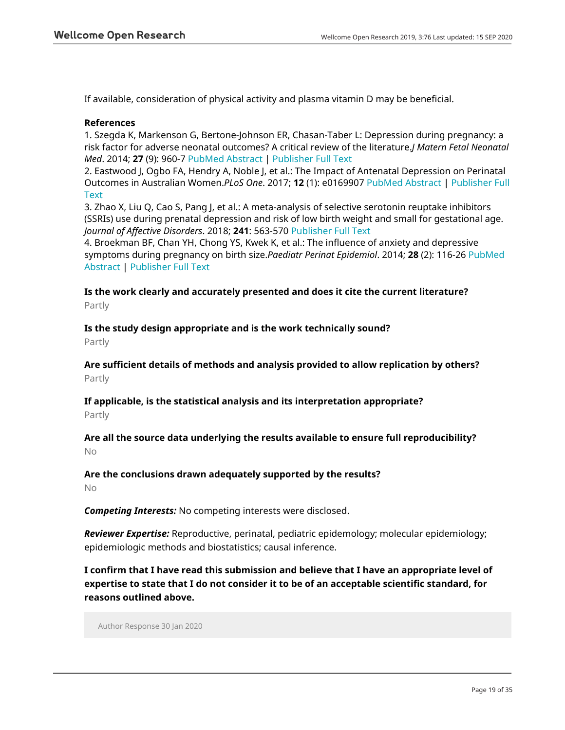If available, consideration of physical activity and plasma vitamin D may be beneficial.

**References**

1. Szegda K, Markenson G, Bertone-Johnson ER, Chasan-Taber L: Depression during pregnancy: a risk factor for adverse neonatal outcomes? A critical review of the literature.*J Matern Fetal Neonatal Med*. 2014; **27** (9): 960-7 PubMed Abstract | Publisher Full Text
2. Eastwood J, Ogbo FA, Hendry A, Noble J, et al.: The Impact of Antenatal Depression on Perinatal Outcomes in Australian Women.*PLoS One*. 2017; **12** (1): e0169907 PubMed Abstract | Publisher Full Text
3. Zhao X, Liu Q, Cao S, Pang J, et al.: A meta-analysis of selective serotonin reuptake inhibitors (SSRIs) use during prenatal depression and risk of low birth weight and small for gestational age. *Journal of Affective Disorders*. 2018; **241**: 563-570 Publisher Full Text
4. Broekman BF, Chan YH, Chong YS, Kwek K, et al.: The influence of anxiety and depressive symptoms during pregnancy on birth size.*Paediatr Perinat Epidemiol*. 2014; **28** (2): 116-26 PubMed Abstract | Publisher Full Text

**Is the work clearly and accurately presented and does it cite the current literature?**

Partly

**Is the study design appropriate and is the work technically sound?**

Partly

**Are sufficient details of methods and analysis provided to allow replication by others?**

Partly

**If applicable, is the statistical analysis and its interpretation appropriate?**

Partly

**Are all the source data underlying the results available to ensure full reproducibility?**

No

**Are the conclusions drawn adequately supported by the results?**

No

***Competing Interests:*** No competing interests were disclosed.

***Reviewer Expertise:*** Reproductive, perinatal, pediatric epidemiology; molecular epidemiology; epidemiologic methods and biostatistics; causal inference.

**I confirm that I have read this submission and believe that I have an appropriate level of expertise to state that I do not consider it to be of an acceptable scientific standard, for reasons outlined above.**

Author Response 30 Jan 2020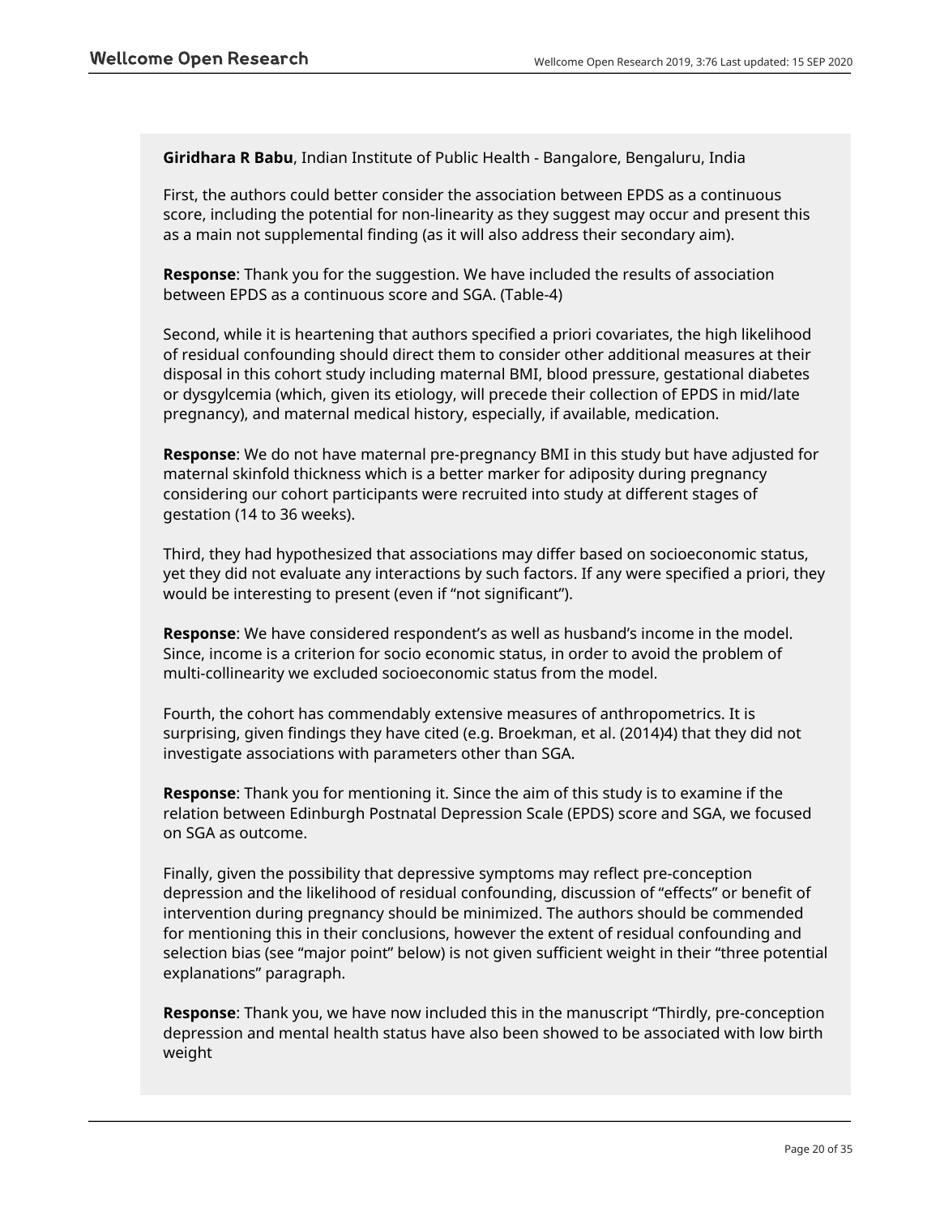**Giridhara R Babu**, Indian Institute of Public Health - Bangalore, Bengaluru, India

First, the authors could better consider the association between EPDS as a continuous score, including the potential for non-linearity as they suggest may occur and present this as a main not supplemental finding (as it will also address their secondary aim).

**Response**: Thank you for the suggestion. We have included the results of association between EPDS as a continuous score and SGA. (Table-4)

Second, while it is heartening that authors specified a priori covariates, the high likelihood of residual confounding should direct them to consider other additional measures at their disposal in this cohort study including maternal BMI, blood pressure, gestational diabetes or dysgylcemia (which, given its etiology, will precede their collection of EPDS in mid/late pregnancy), and maternal medical history, especially, if available, medication.

**Response**: We do not have maternal pre-pregnancy BMI in this study but have adjusted for maternal skinfold thickness which is a better marker for adiposity during pregnancy considering our cohort participants were recruited into study at different stages of gestation (14 to 36 weeks).

Third, they had hypothesized that associations may differ based on socioeconomic status, yet they did not evaluate any interactions by such factors. If any were specified a priori, they would be interesting to present (even if "not significant").

**Response**: We have considered respondent's as well as husband's income in the model. Since, income is a criterion for socio economic status, in order to avoid the problem of multi-collinearity we excluded socioeconomic status from the model.

Fourth, the cohort has commendably extensive measures of anthropometrics. It is surprising, given findings they have cited (e.g. Broekman, et al. (2014)4) that they did not investigate associations with parameters other than SGA.

**Response**: Thank you for mentioning it. Since the aim of this study is to examine if the relation between Edinburgh Postnatal Depression Scale (EPDS) score and SGA, we focused on SGA as outcome.

Finally, given the possibility that depressive symptoms may reflect pre-conception depression and the likelihood of residual confounding, discussion of "effects" or benefit of intervention during pregnancy should be minimized. The authors should be commended for mentioning this in their conclusions, however the extent of residual confounding and selection bias (see "major point" below) is not given sufficient weight in their "three potential explanations" paragraph.

**Response**: Thank you, we have now included this in the manuscript "Thirdly, pre-conception depression and mental health status have also been showed to be associated with low birth weight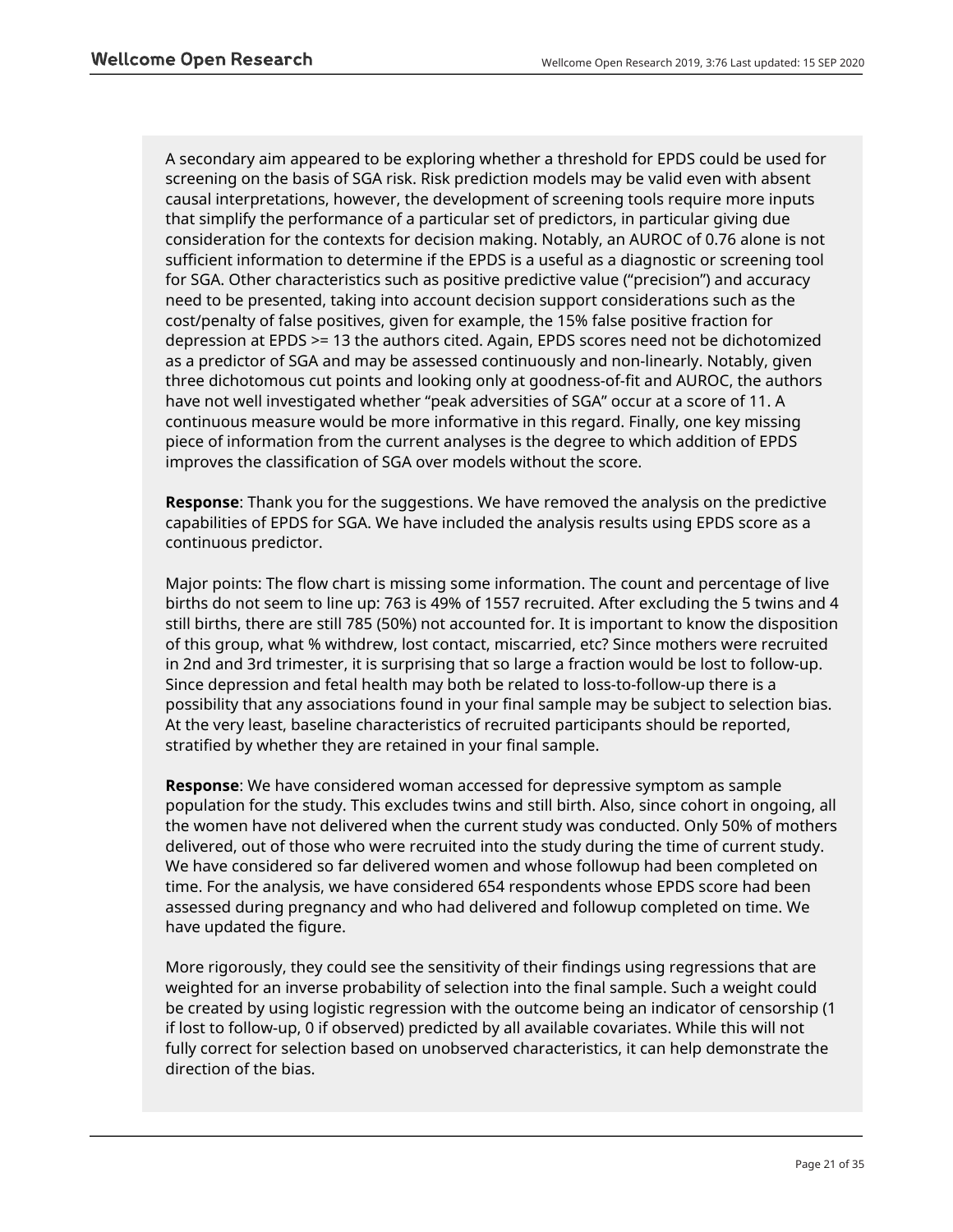A secondary aim appeared to be exploring whether a threshold for EPDS could be used for screening on the basis of SGA risk. Risk prediction models may be valid even with absent causal interpretations, however, the development of screening tools require more inputs that simplify the performance of a particular set of predictors, in particular giving due consideration for the contexts for decision making. Notably, an AUROC of 0.76 alone is not sufficient information to determine if the EPDS is a useful as a diagnostic or screening tool for SGA. Other characteristics such as positive predictive value ("precision") and accuracy need to be presented, taking into account decision support considerations such as the cost/penalty of false positives, given for example, the 15% false positive fraction for depression at EPDS >= 13 the authors cited. Again, EPDS scores need not be dichotomized as a predictor of SGA and may be assessed continuously and non-linearly. Notably, given three dichotomous cut points and looking only at goodness-of-fit and AUROC, the authors have not well investigated whether "peak adversities of SGA" occur at a score of 11. A continuous measure would be more informative in this regard. Finally, one key missing piece of information from the current analyses is the degree to which addition of EPDS improves the classification of SGA over models without the score.

**Response**: Thank you for the suggestions. We have removed the analysis on the predictive capabilities of EPDS for SGA. We have included the analysis results using EPDS score as a continuous predictor.

Major points: The flow chart is missing some information. The count and percentage of live births do not seem to line up: 763 is 49% of 1557 recruited. After excluding the 5 twins and 4 still births, there are still 785 (50%) not accounted for. It is important to know the disposition of this group, what % withdrew, lost contact, miscarried, etc? Since mothers were recruited in 2nd and 3rd trimester, it is surprising that so large a fraction would be lost to follow-up. Since depression and fetal health may both be related to loss-to-follow-up there is a possibility that any associations found in your final sample may be subject to selection bias. At the very least, baseline characteristics of recruited participants should be reported, stratified by whether they are retained in your final sample.

**Response**: We have considered woman accessed for depressive symptom as sample population for the study. This excludes twins and still birth. Also, since cohort in ongoing, all the women have not delivered when the current study was conducted. Only 50% of mothers delivered, out of those who were recruited into the study during the time of current study. We have considered so far delivered women and whose followup had been completed on time. For the analysis, we have considered 654 respondents whose EPDS score had been assessed during pregnancy and who had delivered and followup completed on time. We have updated the figure.

More rigorously, they could see the sensitivity of their findings using regressions that are weighted for an inverse probability of selection into the final sample. Such a weight could be created by using logistic regression with the outcome being an indicator of censorship (1 if lost to follow-up, 0 if observed) predicted by all available covariates. While this will not fully correct for selection based on unobserved characteristics, it can help demonstrate the direction of the bias.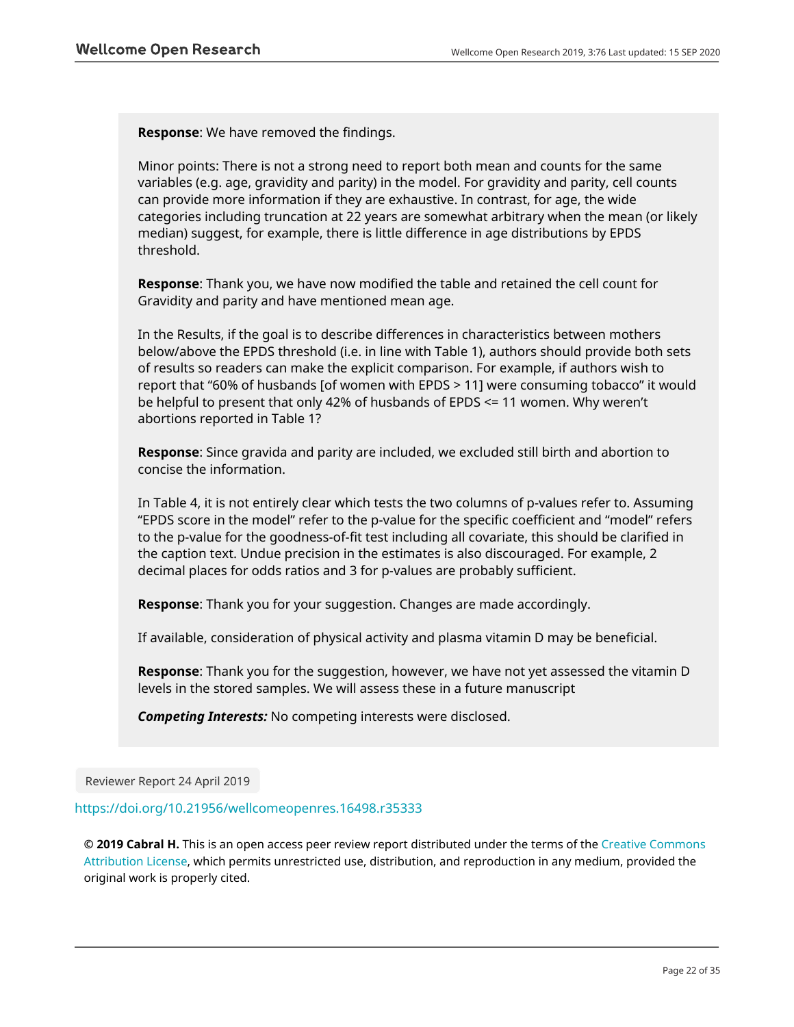**Response**: We have removed the findings.

Minor points: There is not a strong need to report both mean and counts for the same variables (e.g. age, gravidity and parity) in the model. For gravidity and parity, cell counts can provide more information if they are exhaustive. In contrast, for age, the wide categories including truncation at 22 years are somewhat arbitrary when the mean (or likely median) suggest, for example, there is little difference in age distributions by EPDS threshold.

**Response**: Thank you, we have now modified the table and retained the cell count for Gravidity and parity and have mentioned mean age.

In the Results, if the goal is to describe differences in characteristics between mothers below/above the EPDS threshold (i.e. in line with Table 1), authors should provide both sets of results so readers can make the explicit comparison. For example, if authors wish to report that "60% of husbands [of women with EPDS > 11] were consuming tobacco" it would be helpful to present that only 42% of husbands of EPDS <= 11 women. Why weren't abortions reported in Table 1?

**Response**: Since gravida and parity are included, we excluded still birth and abortion to concise the information.

In Table 4, it is not entirely clear which tests the two columns of p-values refer to. Assuming "EPDS score in the model" refer to the p-value for the specific coefficient and "model" refers to the p-value for the goodness-of-fit test including all covariate, this should be clarified in the caption text. Undue precision in the estimates is also discouraged. For example, 2 decimal places for odds ratios and 3 for p-values are probably sufficient.

**Response**: Thank you for your suggestion. Changes are made accordingly.

If available, consideration of physical activity and plasma vitamin D may be beneficial.

**Response**: Thank you for the suggestion, however, we have not yet assessed the vitamin D levels in the stored samples. We will assess these in a future manuscript

***Competing Interests:*** No competing interests were disclosed.

Reviewer Report 24 April 2019

https://doi.org/10.21956/wellcomeopenres.16498.r35333

**© 2019 Cabral H.** This is an open access peer review report distributed under the terms of the Creative Commons Attribution License, which permits unrestricted use, distribution, and reproduction in any medium, provided the original work is properly cited.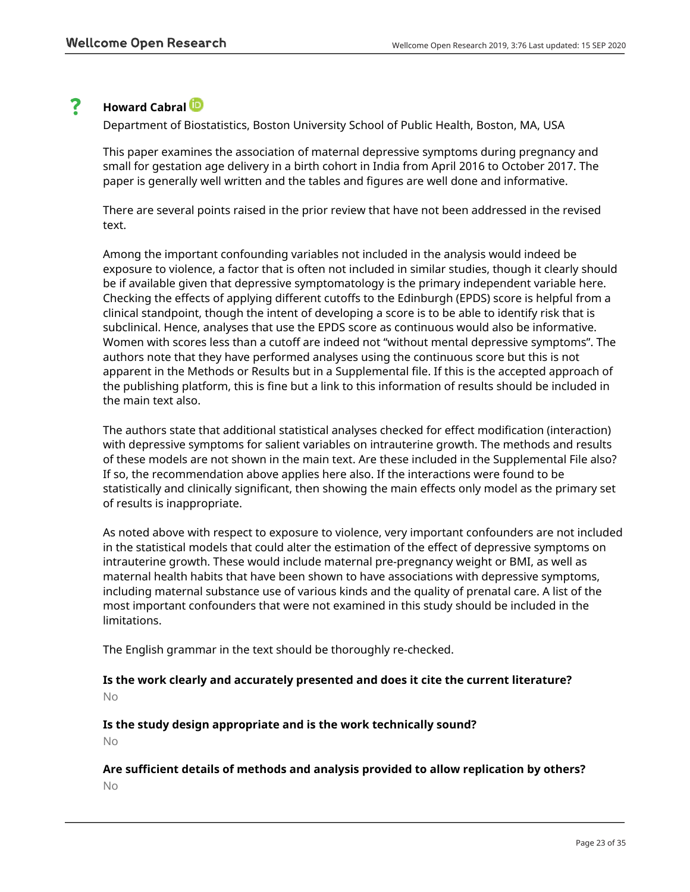## Howard Cabral

Department of Biostatistics, Boston University School of Public Health, Boston, MA, USA

This paper examines the association of maternal depressive symptoms during pregnancy and small for gestation age delivery in a birth cohort in India from April 2016 to October 2017. The paper is generally well written and the tables and figures are well done and informative.

There are several points raised in the prior review that have not been addressed in the revised text.

Among the important confounding variables not included in the analysis would indeed be exposure to violence, a factor that is often not included in similar studies, though it clearly should be if available given that depressive symptomatology is the primary independent variable here. Checking the effects of applying different cutoffs to the Edinburgh (EPDS) score is helpful from a clinical standpoint, though the intent of developing a score is to be able to identify risk that is subclinical. Hence, analyses that use the EPDS score as continuous would also be informative. Women with scores less than a cutoff are indeed not "without mental depressive symptoms". The authors note that they have performed analyses using the continuous score but this is not apparent in the Methods or Results but in a Supplemental file. If this is the accepted approach of the publishing platform, this is fine but a link to this information of results should be included in the main text also.

The authors state that additional statistical analyses checked for effect modification (interaction) with depressive symptoms for salient variables on intrauterine growth. The methods and results of these models are not shown in the main text. Are these included in the Supplemental File also? If so, the recommendation above applies here also. If the interactions were found to be statistically and clinically significant, then showing the main effects only model as the primary set of results is inappropriate.

As noted above with respect to exposure to violence, very important confounders are not included in the statistical models that could alter the estimation of the effect of depressive symptoms on intrauterine growth. These would include maternal pre-pregnancy weight or BMI, as well as maternal health habits that have been shown to have associations with depressive symptoms, including maternal substance use of various kinds and the quality of prenatal care. A list of the most important confounders that were not examined in this study should be included in the limitations.

The English grammar in the text should be thoroughly re-checked.

**Is the work clearly and accurately presented and does it cite the current literature?**

No

**Is the study design appropriate and is the work technically sound?**

No

**Are sufficient details of methods and analysis provided to allow replication by others?**

No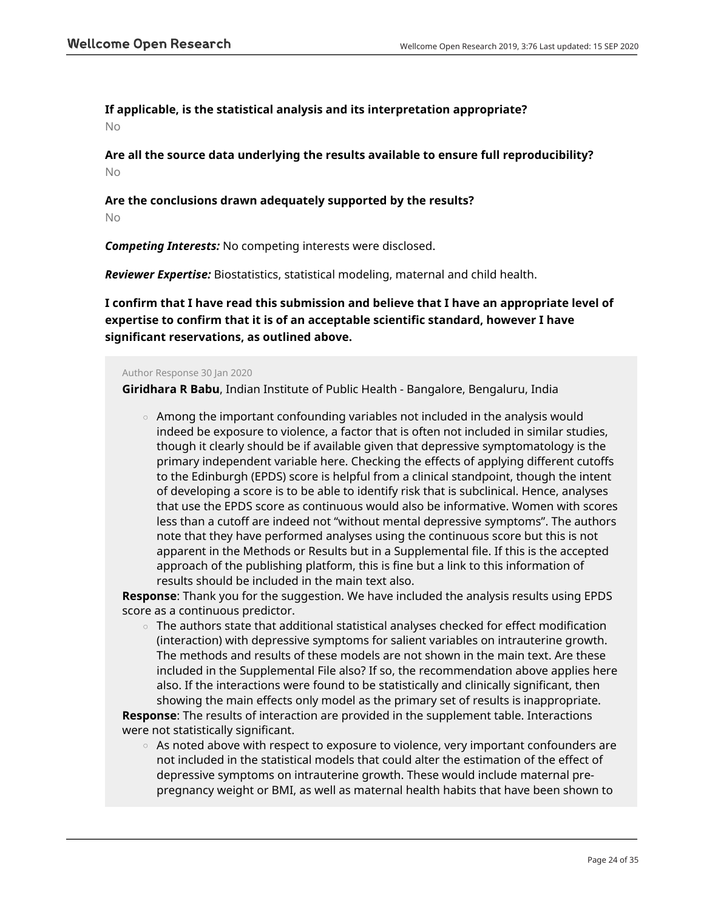**If applicable, is the statistical analysis and its interpretation appropriate?**

No

**Are all the source data underlying the results available to ensure full reproducibility?**

No

**Are the conclusions drawn adequately supported by the results?**

No

***Competing Interests:*** No competing interests were disclosed.

***Reviewer Expertise:*** Biostatistics, statistical modeling, maternal and child health.

**I confirm that I have read this submission and believe that I have an appropriate level of expertise to confirm that it is of an acceptable scientific standard, however I have significant reservations, as outlined above.**

Author Response 30 Jan 2020

**Giridhara R Babu**, Indian Institute of Public Health - Bangalore, Bengaluru, India

- Among the important confounding variables not included in the analysis would indeed be exposure to violence, a factor that is often not included in similar studies, though it clearly should be if available given that depressive symptomatology is the primary independent variable here. Checking the effects of applying different cutoffs to the Edinburgh (EPDS) score is helpful from a clinical standpoint, though the intent of developing a score is to be able to identify risk that is subclinical. Hence, analyses that use the EPDS score as continuous would also be informative. Women with scores less than a cutoff are indeed not "without mental depressive symptoms". The authors note that they have performed analyses using the continuous score but this is not apparent in the Methods or Results but in a Supplemental file. If this is the accepted approach of the publishing platform, this is fine but a link to this information of results should be included in the main text also.

**Response**: Thank you for the suggestion. We have included the analysis results using EPDS score as a continuous predictor.

- The authors state that additional statistical analyses checked for effect modification (interaction) with depressive symptoms for salient variables on intrauterine growth. The methods and results of these models are not shown in the main text. Are these included in the Supplemental File also? If so, the recommendation above applies here also. If the interactions were found to be statistically and clinically significant, then showing the main effects only model as the primary set of results is inappropriate.

**Response**: The results of interaction are provided in the supplement table. Interactions were not statistically significant.

- As noted above with respect to exposure to violence, very important confounders are not included in the statistical models that could alter the estimation of the effect of depressive symptoms on intrauterine growth. These would include maternal pre-pregnancy weight or BMI, as well as maternal health habits that have been shown to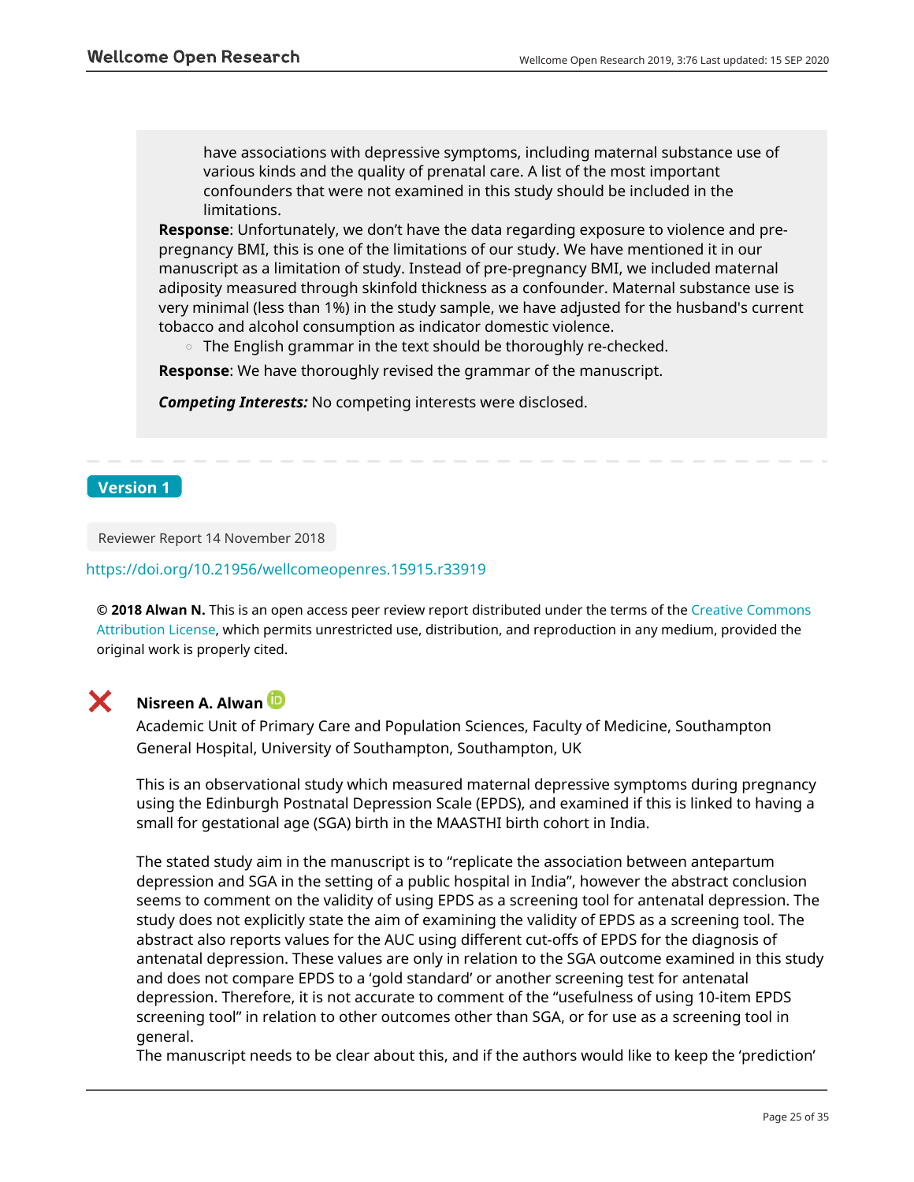have associations with depressive symptoms, including maternal substance use of various kinds and the quality of prenatal care. A list of the most important confounders that were not examined in this study should be included in the limitations.

**Response**: Unfortunately, we don't have the data regarding exposure to violence and pre-pregnancy BMI, this is one of the limitations of our study. We have mentioned it in our manuscript as a limitation of study. Instead of pre-pregnancy BMI, we included maternal adiposity measured through skinfold thickness as a confounder. Maternal substance use is very minimal (less than 1%) in the study sample, we have adjusted for the husband's current tobacco and alcohol consumption as indicator domestic violence.

- The English grammar in the text should be thoroughly re-checked.

**Response**: We have thoroughly revised the grammar of the manuscript.

***Competing Interests:*** No competing interests were disclosed.

---

## Version 1

Reviewer Report 14 November 2018

https://doi.org/10.21956/wellcomeopenres.15915.r33919

**© 2018 Alwan N.** This is an open access peer review report distributed under the terms of the Creative Commons Attribution License, which permits unrestricted use, distribution, and reproduction in any medium, provided the original work is properly cited.

❌ **Nisreen A. Alwan**

Academic Unit of Primary Care and Population Sciences, Faculty of Medicine, Southampton General Hospital, University of Southampton, Southampton, UK

This is an observational study which measured maternal depressive symptoms during pregnancy using the Edinburgh Postnatal Depression Scale (EPDS), and examined if this is linked to having a small for gestational age (SGA) birth in the MAASTHI birth cohort in India.

The stated study aim in the manuscript is to "replicate the association between antepartum depression and SGA in the setting of a public hospital in India", however the abstract conclusion seems to comment on the validity of using EPDS as a screening tool for antenatal depression. The study does not explicitly state the aim of examining the validity of EPDS as a screening tool. The abstract also reports values for the AUC using different cut-offs of EPDS for the diagnosis of antenatal depression. These values are only in relation to the SGA outcome examined in this study and does not compare EPDS to a 'gold standard' or another screening test for antenatal depression. Therefore, it is not accurate to comment of the "usefulness of using 10-item EPDS screening tool" in relation to other outcomes other than SGA, or for use as a screening tool in general.

The manuscript needs to be clear about this, and if the authors would like to keep the 'prediction'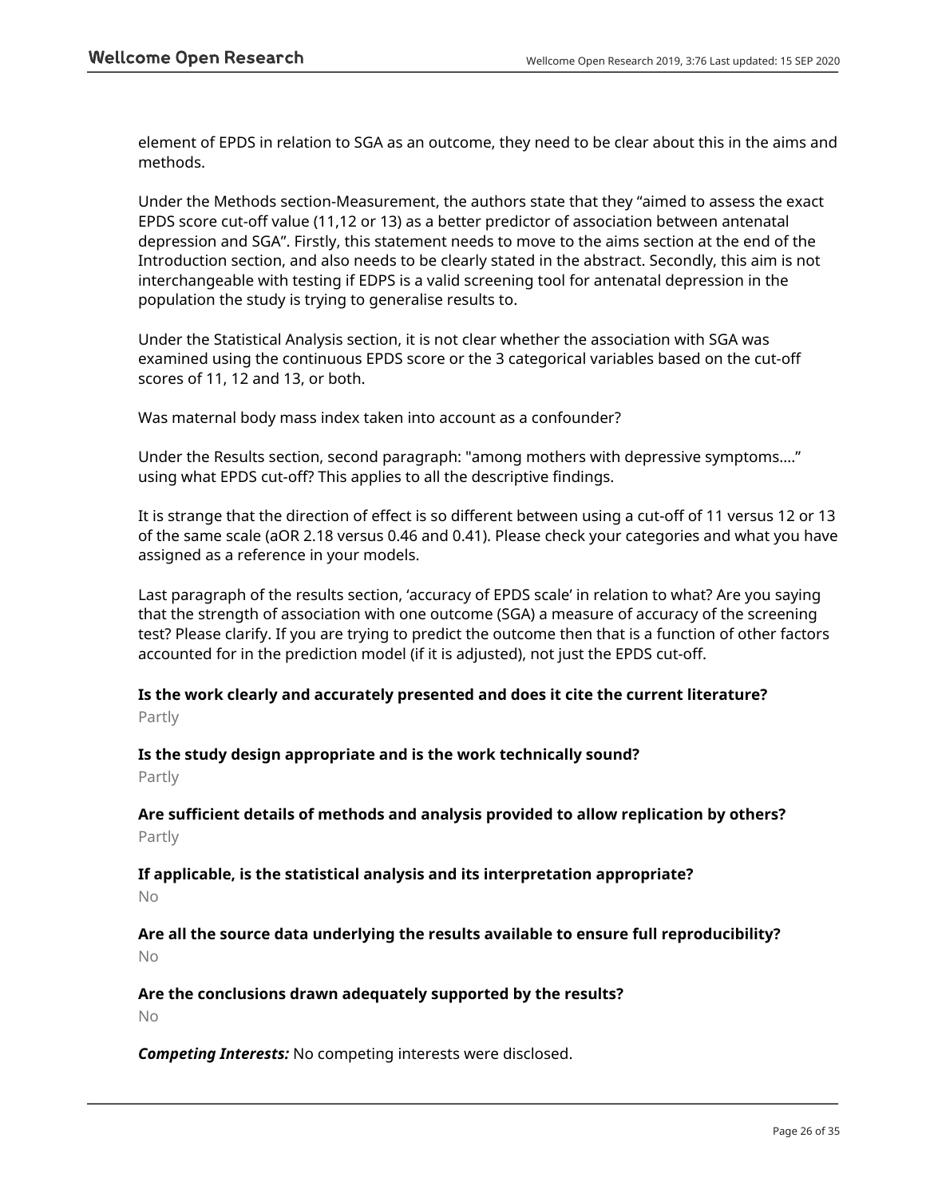element of EPDS in relation to SGA as an outcome, they need to be clear about this in the aims and methods.

Under the Methods section-Measurement, the authors state that they "aimed to assess the exact EPDS score cut-off value (11,12 or 13) as a better predictor of association between antenatal depression and SGA". Firstly, this statement needs to move to the aims section at the end of the Introduction section, and also needs to be clearly stated in the abstract. Secondly, this aim is not interchangeable with testing if EDPS is a valid screening tool for antenatal depression in the population the study is trying to generalise results to.

Under the Statistical Analysis section, it is not clear whether the association with SGA was examined using the continuous EPDS score or the 3 categorical variables based on the cut-off scores of 11, 12 and 13, or both.

Was maternal body mass index taken into account as a confounder?

Under the Results section, second paragraph: "among mothers with depressive symptoms...." using what EPDS cut-off? This applies to all the descriptive findings.

It is strange that the direction of effect is so different between using a cut-off of 11 versus 12 or 13 of the same scale (aOR 2.18 versus 0.46 and 0.41). Please check your categories and what you have assigned as a reference in your models.

Last paragraph of the results section, 'accuracy of EPDS scale' in relation to what? Are you saying that the strength of association with one outcome (SGA) a measure of accuracy of the screening test? Please clarify. If you are trying to predict the outcome then that is a function of other factors accounted for in the prediction model (if it is adjusted), not just the EPDS cut-off.

**Is the work clearly and accurately presented and does it cite the current literature?**
Partly

**Is the study design appropriate and is the work technically sound?**
Partly

**Are sufficient details of methods and analysis provided to allow replication by others?**
Partly

**If applicable, is the statistical analysis and its interpretation appropriate?**
No

**Are all the source data underlying the results available to ensure full reproducibility?**
No

**Are the conclusions drawn adequately supported by the results?**
No

***Competing Interests:*** No competing interests were disclosed.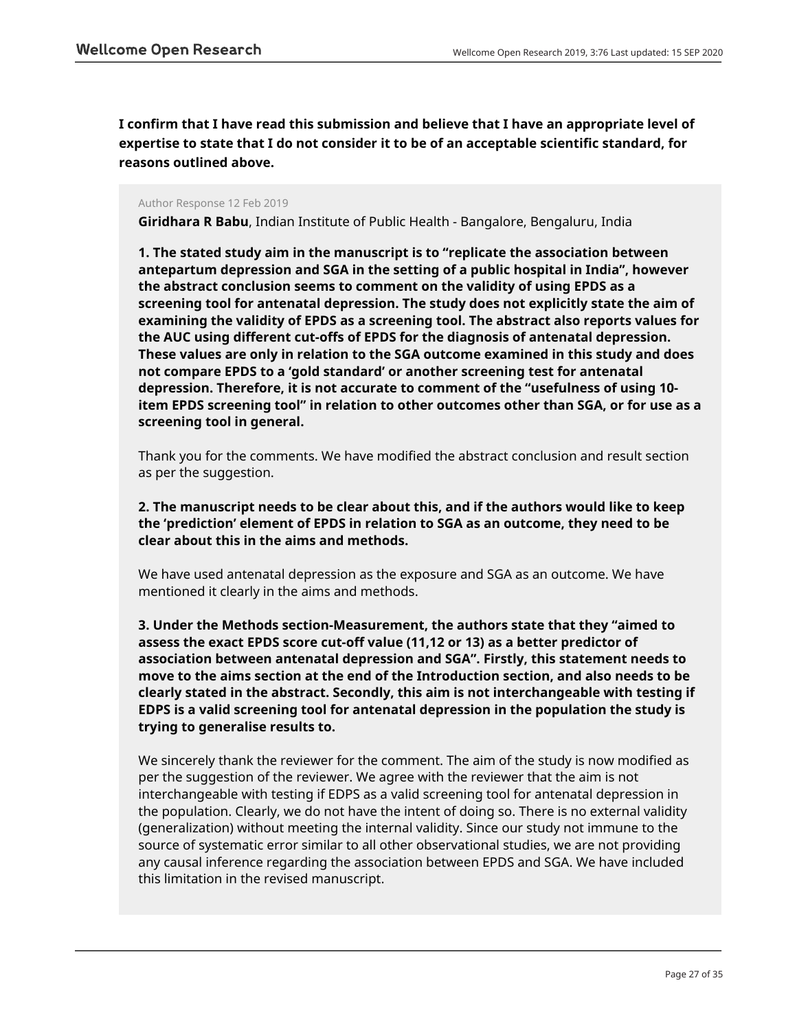**I confirm that I have read this submission and believe that I have an appropriate level of expertise to state that I do not consider it to be of an acceptable scientific standard, for reasons outlined above.**

Author Response 12 Feb 2019

**Giridhara R Babu**, Indian Institute of Public Health - Bangalore, Bengaluru, India

**1. The stated study aim in the manuscript is to "replicate the association between antepartum depression and SGA in the setting of a public hospital in India", however the abstract conclusion seems to comment on the validity of using EPDS as a screening tool for antenatal depression. The study does not explicitly state the aim of examining the validity of EPDS as a screening tool. The abstract also reports values for the AUC using different cut-offs of EPDS for the diagnosis of antenatal depression. These values are only in relation to the SGA outcome examined in this study and does not compare EPDS to a 'gold standard' or another screening test for antenatal depression. Therefore, it is not accurate to comment of the "usefulness of using 10-item EPDS screening tool" in relation to other outcomes other than SGA, or for use as a screening tool in general.**

Thank you for the comments. We have modified the abstract conclusion and result section as per the suggestion.

**2. The manuscript needs to be clear about this, and if the authors would like to keep the 'prediction' element of EPDS in relation to SGA as an outcome, they need to be clear about this in the aims and methods.**

We have used antenatal depression as the exposure and SGA as an outcome. We have mentioned it clearly in the aims and methods.

**3. Under the Methods section-Measurement, the authors state that they "aimed to assess the exact EPDS score cut-off value (11,12 or 13) as a better predictor of association between antenatal depression and SGA". Firstly, this statement needs to move to the aims section at the end of the Introduction section, and also needs to be clearly stated in the abstract. Secondly, this aim is not interchangeable with testing if EDPS is a valid screening tool for antenatal depression in the population the study is trying to generalise results to.**

We sincerely thank the reviewer for the comment. The aim of the study is now modified as per the suggestion of the reviewer. We agree with the reviewer that the aim is not interchangeable with testing if EDPS as a valid screening tool for antenatal depression in the population. Clearly, we do not have the intent of doing so. There is no external validity (generalization) without meeting the internal validity. Since our study not immune to the source of systematic error similar to all other observational studies, we are not providing any causal inference regarding the association between EPDS and SGA. We have included this limitation in the revised manuscript.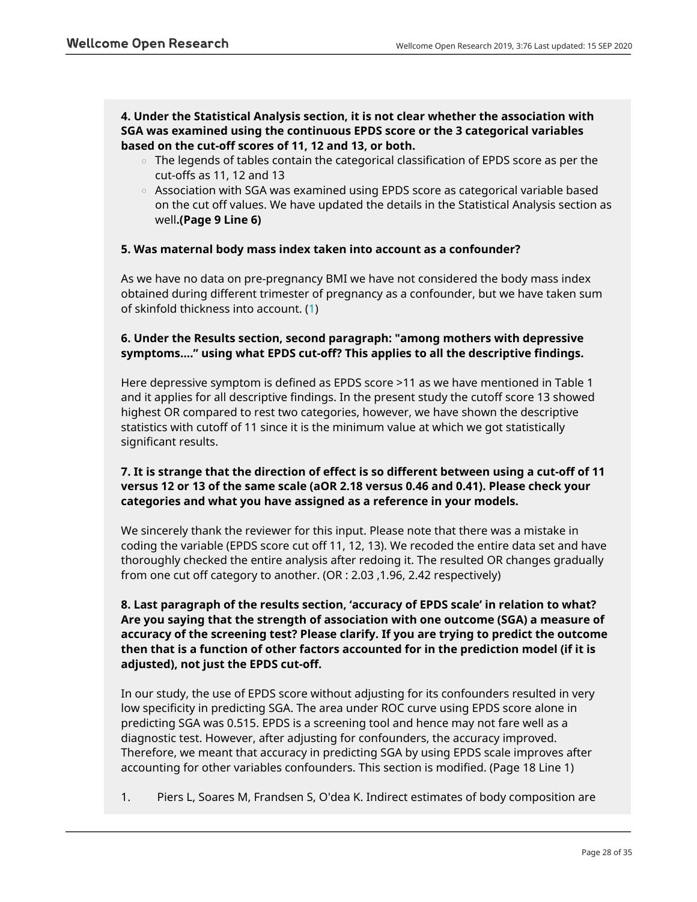**4. Under the Statistical Analysis section, it is not clear whether the association with SGA was examined using the continuous EPDS score or the 3 categorical variables based on the cut-off scores of 11, 12 and 13, or both.**

- The legends of tables contain the categorical classification of EPDS score as per the cut-offs as 11, 12 and 13
- Association with SGA was examined using EPDS score as categorical variable based on the cut off values. We have updated the details in the Statistical Analysis section as well**.(Page 9 Line 6)**

**5. Was maternal body mass index taken into account as a confounder?**

As we have no data on pre-pregnancy BMI we have not considered the body mass index obtained during different trimester of pregnancy as a confounder, but we have taken sum of skinfold thickness into account. (1)

**6. Under the Results section, second paragraph: "among mothers with depressive symptoms...." using what EPDS cut-off? This applies to all the descriptive findings.**

Here depressive symptom is defined as EPDS score >11 as we have mentioned in Table 1 and it applies for all descriptive findings. In the present study the cutoff score 13 showed highest OR compared to rest two categories, however, we have shown the descriptive statistics with cutoff of 11 since it is the minimum value at which we got statistically significant results.

**7. It is strange that the direction of effect is so different between using a cut-off of 11 versus 12 or 13 of the same scale (aOR 2.18 versus 0.46 and 0.41). Please check your categories and what you have assigned as a reference in your models.**

We sincerely thank the reviewer for this input. Please note that there was a mistake in coding the variable (EPDS score cut off 11, 12, 13). We recoded the entire data set and have thoroughly checked the entire analysis after redoing it. The resulted OR changes gradually from one cut off category to another. (OR : 2.03 ,1.96, 2.42 respectively)

**8. Last paragraph of the results section, 'accuracy of EPDS scale' in relation to what? Are you saying that the strength of association with one outcome (SGA) a measure of accuracy of the screening test? Please clarify. If you are trying to predict the outcome then that is a function of other factors accounted for in the prediction model (if it is adjusted), not just the EPDS cut-off.**

In our study, the use of EPDS score without adjusting for its confounders resulted in very low specificity in predicting SGA. The area under ROC curve using EPDS score alone in predicting SGA was 0.515. EPDS is a screening tool and hence may not fare well as a diagnostic test. However, after adjusting for confounders, the accuracy improved. Therefore, we meant that accuracy in predicting SGA by using EPDS scale improves after accounting for other variables confounders. This section is modified. (Page 18 Line 1)

1. Piers L, Soares M, Frandsen S, O'dea K. Indirect estimates of body composition are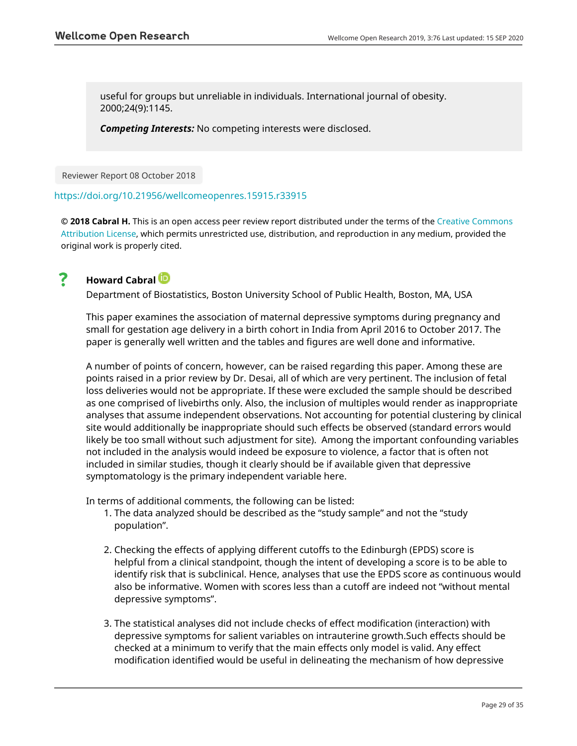useful for groups but unreliable in individuals. International journal of obesity. 2000;24(9):1145.

***Competing Interests:*** No competing interests were disclosed.

Reviewer Report 08 October 2018

https://doi.org/10.21956/wellcomeopenres.15915.r33915

**© 2018 Cabral H.** This is an open access peer review report distributed under the terms of the Creative Commons Attribution License, which permits unrestricted use, distribution, and reproduction in any medium, provided the original work is properly cited.

? **Howard Cabral**

Department of Biostatistics, Boston University School of Public Health, Boston, MA, USA

This paper examines the association of maternal depressive symptoms during pregnancy and small for gestation age delivery in a birth cohort in India from April 2016 to October 2017. The paper is generally well written and the tables and figures are well done and informative.

A number of points of concern, however, can be raised regarding this paper. Among these are points raised in a prior review by Dr. Desai, all of which are very pertinent. The inclusion of fetal loss deliveries would not be appropriate. If these were excluded the sample should be described as one comprised of livebirths only. Also, the inclusion of multiples would render as inappropriate analyses that assume independent observations. Not accounting for potential clustering by clinical site would additionally be inappropriate should such effects be observed (standard errors would likely be too small without such adjustment for site). Among the important confounding variables not included in the analysis would indeed be exposure to violence, a factor that is often not included in similar studies, though it clearly should be if available given that depressive symptomatology is the primary independent variable here.

In terms of additional comments, the following can be listed:

1. The data analyzed should be described as the “study sample” and not the “study population”.

2. Checking the effects of applying different cutoffs to the Edinburgh (EPDS) score is helpful from a clinical standpoint, though the intent of developing a score is to be able to identify risk that is subclinical. Hence, analyses that use the EPDS score as continuous would also be informative. Women with scores less than a cutoff are indeed not “without mental depressive symptoms”.

3. The statistical analyses did not include checks of effect modification (interaction) with depressive symptoms for salient variables on intrauterine growth.Such effects should be checked at a minimum to verify that the main effects only model is valid. Any effect modification identified would be useful in delineating the mechanism of how depressive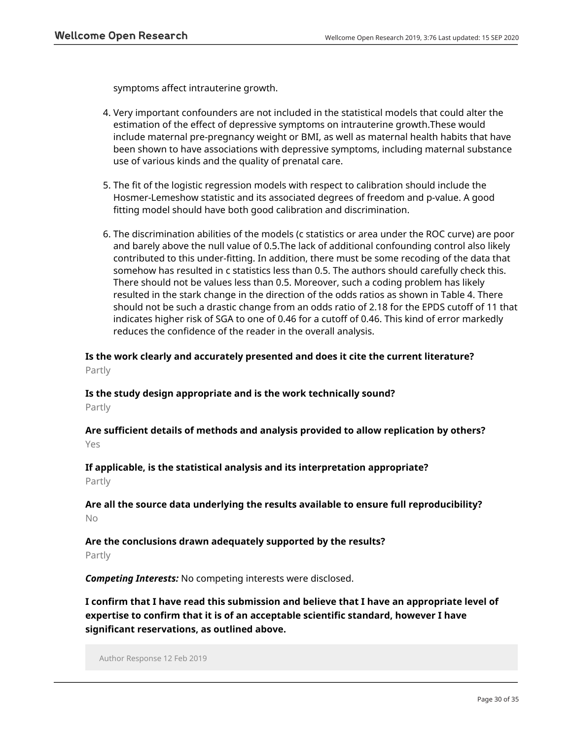symptoms affect intrauterine growth.

4. Very important confounders are not included in the statistical models that could alter the estimation of the effect of depressive symptoms on intrauterine growth.These would include maternal pre-pregnancy weight or BMI, as well as maternal health habits that have been shown to have associations with depressive symptoms, including maternal substance use of various kinds and the quality of prenatal care.

5. The fit of the logistic regression models with respect to calibration should include the Hosmer-Lemeshow statistic and its associated degrees of freedom and p-value. A good fitting model should have both good calibration and discrimination.

6. The discrimination abilities of the models (c statistics or area under the ROC curve) are poor and barely above the null value of 0.5.The lack of additional confounding control also likely contributed to this under-fitting. In addition, there must be some recoding of the data that somehow has resulted in c statistics less than 0.5. The authors should carefully check this. There should not be values less than 0.5. Moreover, such a coding problem has likely resulted in the stark change in the direction of the odds ratios as shown in Table 4. There should not be such a drastic change from an odds ratio of 2.18 for the EPDS cutoff of 11 that indicates higher risk of SGA to one of 0.46 for a cutoff of 0.46. This kind of error markedly reduces the confidence of the reader in the overall analysis.

**Is the work clearly and accurately presented and does it cite the current literature?**
Partly

**Is the study design appropriate and is the work technically sound?**
Partly

**Are sufficient details of methods and analysis provided to allow replication by others?**
Yes

**If applicable, is the statistical analysis and its interpretation appropriate?**
Partly

**Are all the source data underlying the results available to ensure full reproducibility?**
No

**Are the conclusions drawn adequately supported by the results?**
Partly

***Competing Interests:*** No competing interests were disclosed.

**I confirm that I have read this submission and believe that I have an appropriate level of expertise to confirm that it is of an acceptable scientific standard, however I have significant reservations, as outlined above.**

Author Response 12 Feb 2019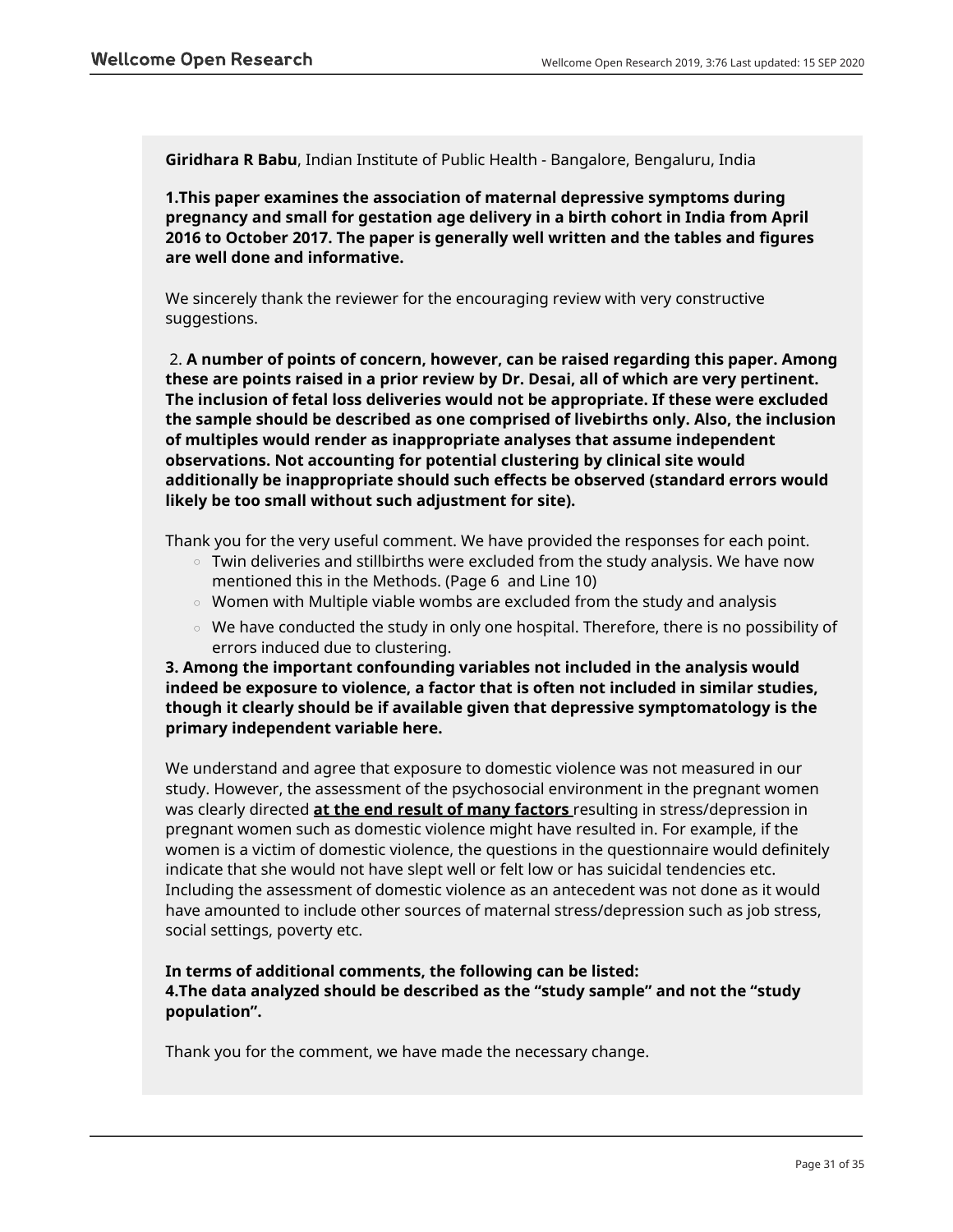**Giridhara R Babu**, Indian Institute of Public Health - Bangalore, Bengaluru, India

**1.This paper examines the association of maternal depressive symptoms during pregnancy and small for gestation age delivery in a birth cohort in India from April 2016 to October 2017. The paper is generally well written and the tables and figures are well done and informative.**

We sincerely thank the reviewer for the encouraging review with very constructive suggestions.

2. **A number of points of concern, however, can be raised regarding this paper. Among these are points raised in a prior review by Dr. Desai, all of which are very pertinent. The inclusion of fetal loss deliveries would not be appropriate. If these were excluded the sample should be described as one comprised of livebirths only. Also, the inclusion of multiples would render as inappropriate analyses that assume independent observations. Not accounting for potential clustering by clinical site would additionally be inappropriate should such effects be observed (standard errors would likely be too small without such adjustment for site).**

Thank you for the very useful comment. We have provided the responses for each point.

- Twin deliveries and stillbirths were excluded from the study analysis. We have now mentioned this in the Methods. (Page 6 and Line 10)
- Women with Multiple viable wombs are excluded from the study and analysis
- We have conducted the study in only one hospital. Therefore, there is no possibility of errors induced due to clustering.

**3. Among the important confounding variables not included in the analysis would indeed be exposure to violence, a factor that is often not included in similar studies, though it clearly should be if available given that depressive symptomatology is the primary independent variable here.**

We understand and agree that exposure to domestic violence was not measured in our study. However, the assessment of the psychosocial environment in the pregnant women was clearly directed **at the end result of many factors** resulting in stress/depression in pregnant women such as domestic violence might have resulted in. For example, if the women is a victim of domestic violence, the questions in the questionnaire would definitely indicate that she would not have slept well or felt low or has suicidal tendencies etc. Including the assessment of domestic violence as an antecedent was not done as it would have amounted to include other sources of maternal stress/depression such as job stress, social settings, poverty etc.

**In terms of additional comments, the following can be listed:**
**4.The data analyzed should be described as the "study sample" and not the "study population".**

Thank you for the comment, we have made the necessary change.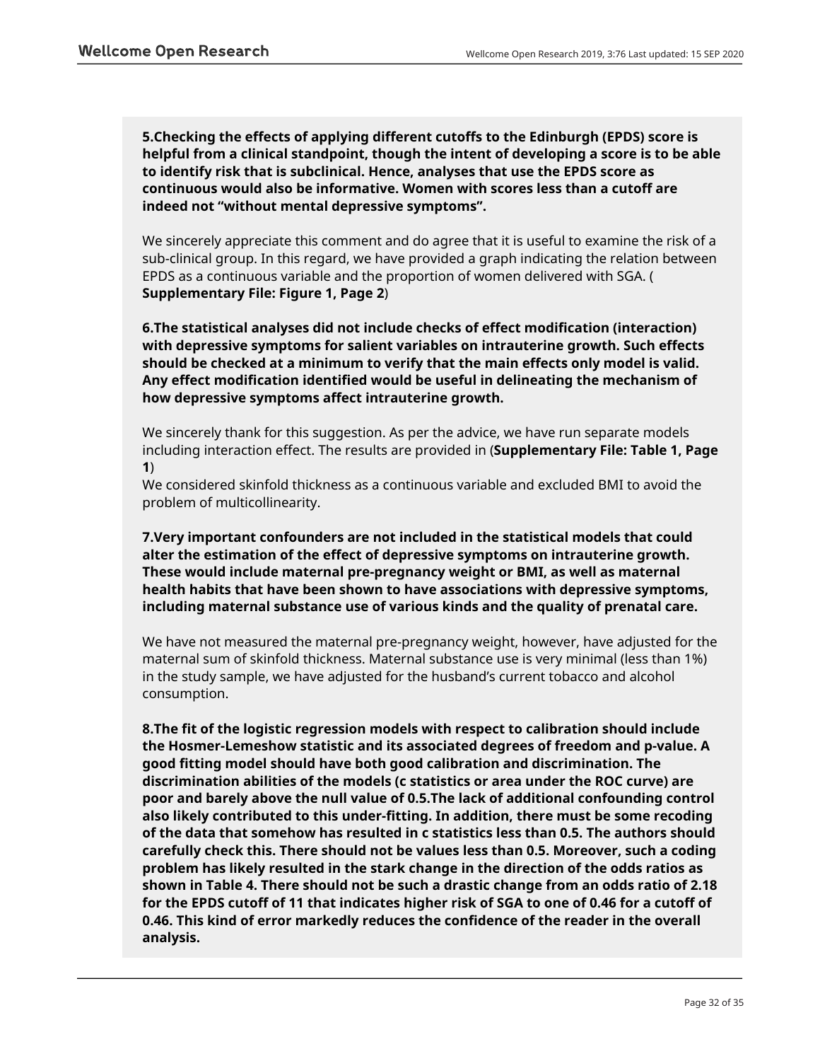**5.Checking the effects of applying different cutoffs to the Edinburgh (EPDS) score is helpful from a clinical standpoint, though the intent of developing a score is to be able to identify risk that is subclinical. Hence, analyses that use the EPDS score as continuous would also be informative. Women with scores less than a cutoff are indeed not "without mental depressive symptoms".**

We sincerely appreciate this comment and do agree that it is useful to examine the risk of a sub-clinical group. In this regard, we have provided a graph indicating the relation between EPDS as a continuous variable and the proportion of women delivered with SGA. (**Supplementary File: Figure 1, Page 2**)

**6.The statistical analyses did not include checks of effect modification (interaction) with depressive symptoms for salient variables on intrauterine growth. Such effects should be checked at a minimum to verify that the main effects only model is valid. Any effect modification identified would be useful in delineating the mechanism of how depressive symptoms affect intrauterine growth.**

We sincerely thank for this suggestion. As per the advice, we have run separate models including interaction effect. The results are provided in (**Supplementary File: Table 1, Page 1**)
We considered skinfold thickness as a continuous variable and excluded BMI to avoid the problem of multicollinearity.

**7.Very important confounders are not included in the statistical models that could alter the estimation of the effect of depressive symptoms on intrauterine growth. These would include maternal pre-pregnancy weight or BMI, as well as maternal health habits that have been shown to have associations with depressive symptoms, including maternal substance use of various kinds and the quality of prenatal care.**

We have not measured the maternal pre-pregnancy weight, however, have adjusted for the maternal sum of skinfold thickness. Maternal substance use is very minimal (less than 1%) in the study sample, we have adjusted for the husband's current tobacco and alcohol consumption.

**8.The fit of the logistic regression models with respect to calibration should include the Hosmer-Lemeshow statistic and its associated degrees of freedom and p-value. A good fitting model should have both good calibration and discrimination. The discrimination abilities of the models (c statistics or area under the ROC curve) are poor and barely above the null value of 0.5.The lack of additional confounding control also likely contributed to this under-fitting. In addition, there must be some recoding of the data that somehow has resulted in c statistics less than 0.5. The authors should carefully check this. There should not be values less than 0.5. Moreover, such a coding problem has likely resulted in the stark change in the direction of the odds ratios as shown in Table 4. There should not be such a drastic change from an odds ratio of 2.18 for the EPDS cutoff of 11 that indicates higher risk of SGA to one of 0.46 for a cutoff of 0.46. This kind of error markedly reduces the confidence of the reader in the overall analysis.**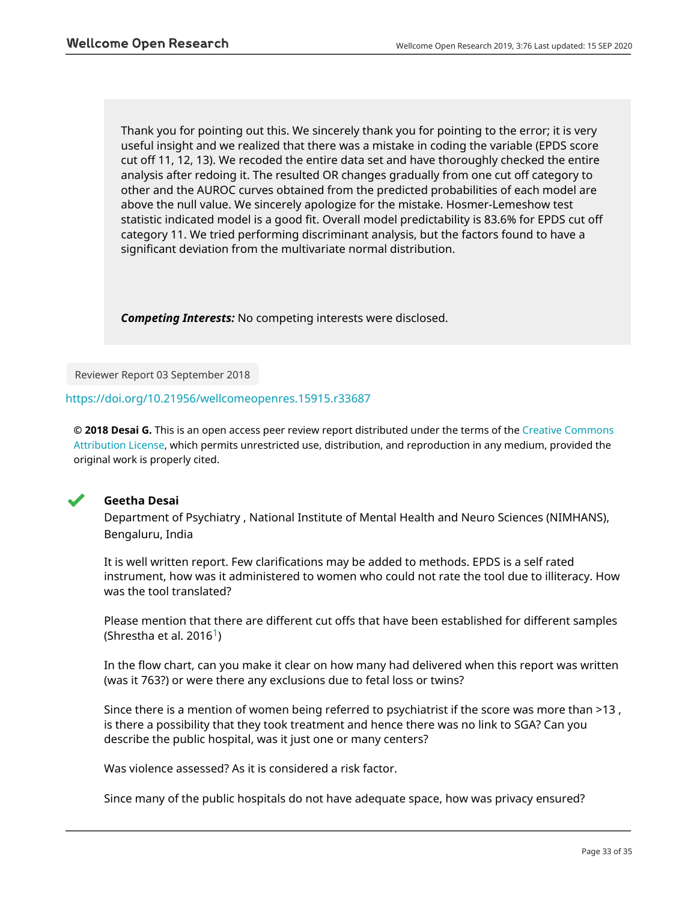Thank you for pointing out this. We sincerely thank you for pointing to the error; it is very useful insight and we realized that there was a mistake in coding the variable (EPDS score cut off 11, 12, 13). We recoded the entire data set and have thoroughly checked the entire analysis after redoing it. The resulted OR changes gradually from one cut off category to other and the AUROC curves obtained from the predicted probabilities of each model are above the null value. We sincerely apologize for the mistake. Hosmer-Lemeshow test statistic indicated model is a good fit. Overall model predictability is 83.6% for EPDS cut off category 11. We tried performing discriminant analysis, but the factors found to have a significant deviation from the multivariate normal distribution.

***Competing Interests:*** No competing interests were disclosed.

Reviewer Report 03 September 2018

https://doi.org/10.21956/wellcomeopenres.15915.r33687

**© 2018 Desai G.** This is an open access peer review report distributed under the terms of the Creative Commons Attribution License, which permits unrestricted use, distribution, and reproduction in any medium, provided the original work is properly cited.

**Geetha Desai**

Department of Psychiatry , National Institute of Mental Health and Neuro Sciences (NIMHANS), Bengaluru, India

It is well written report. Few clarifications may be added to methods. EPDS is a self rated instrument, how was it administered to women who could not rate the tool due to illiteracy. How was the tool translated?

Please mention that there are different cut offs that have been established for different samples (Shrestha et al. 2016[1])

In the flow chart, can you make it clear on how many had delivered when this report was written (was it 763?) or were there any exclusions due to fetal loss or twins?

Since there is a mention of women being referred to psychiatrist if the score was more than >13 , is there a possibility that they took treatment and hence there was no link to SGA? Can you describe the public hospital, was it just one or many centers?

Was violence assessed? As it is considered a risk factor.

Since many of the public hospitals do not have adequate space, how was privacy ensured?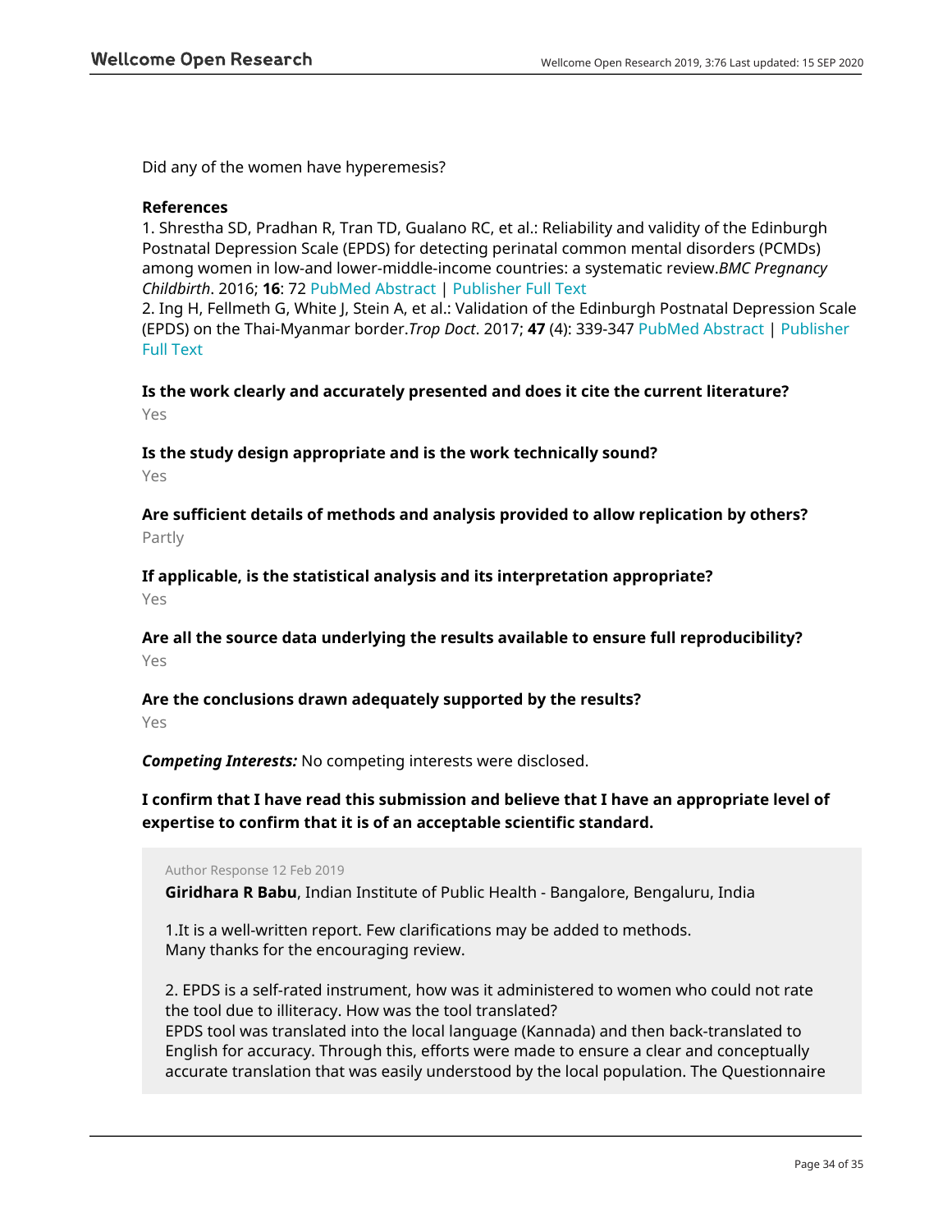Did any of the women have hyperemesis?

**References**

1. Shrestha SD, Pradhan R, Tran TD, Gualano RC, et al.: Reliability and validity of the Edinburgh Postnatal Depression Scale (EPDS) for detecting perinatal common mental disorders (PCMDs) among women in low-and lower-middle-income countries: a systematic review. *BMC Pregnancy Childbirth*. 2016; **16**: 72 PubMed Abstract | Publisher Full Text
2. Ing H, Fellmeth G, White J, Stein A, et al.: Validation of the Edinburgh Postnatal Depression Scale (EPDS) on the Thai-Myanmar border. *Trop Doct*. 2017; **47** (4): 339-347 PubMed Abstract | Publisher Full Text

**Is the work clearly and accurately presented and does it cite the current literature?**

Yes

**Is the study design appropriate and is the work technically sound?**

Yes

**Are sufficient details of methods and analysis provided to allow replication by others?**

Partly

**If applicable, is the statistical analysis and its interpretation appropriate?**

Yes

**Are all the source data underlying the results available to ensure full reproducibility?**

Yes

**Are the conclusions drawn adequately supported by the results?**

Yes

***Competing Interests:*** No competing interests were disclosed.

**I confirm that I have read this submission and believe that I have an appropriate level of expertise to confirm that it is of an acceptable scientific standard.**

Author Response 12 Feb 2019

**Giridhara R Babu**, Indian Institute of Public Health - Bangalore, Bengaluru, India

1.It is a well-written report. Few clarifications may be added to methods.
Many thanks for the encouraging review.

2. EPDS is a self-rated instrument, how was it administered to women who could not rate the tool due to illiteracy. How was the tool translated?
EPDS tool was translated into the local language (Kannada) and then back-translated to English for accuracy. Through this, efforts were made to ensure a clear and conceptually accurate translation that was easily understood by the local population. The Questionnaire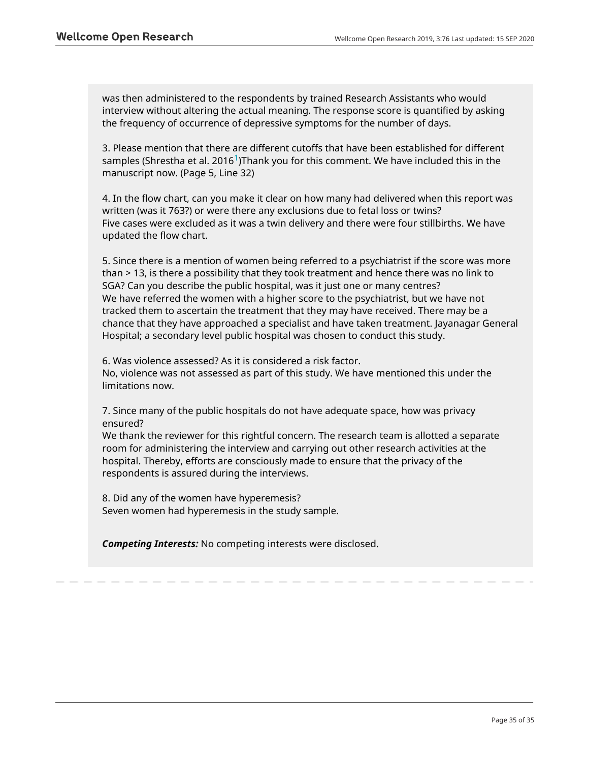was then administered to the respondents by trained Research Assistants who would interview without altering the actual meaning. The response score is quantified by asking the frequency of occurrence of depressive symptoms for the number of days.

3. Please mention that there are different cutoffs that have been established for different samples (Shrestha et al. 2016[1])Thank you for this comment. We have included this in the manuscript now. (Page 5, Line 32)

4. In the flow chart, can you make it clear on how many had delivered when this report was written (was it 763?) or were there any exclusions due to fetal loss or twins?
Five cases were excluded as it was a twin delivery and there were four stillbirths. We have updated the flow chart.

5. Since there is a mention of women being referred to a psychiatrist if the score was more than > 13, is there a possibility that they took treatment and hence there was no link to SGA? Can you describe the public hospital, was it just one or many centres?
We have referred the women with a higher score to the psychiatrist, but we have not tracked them to ascertain the treatment that they may have received. There may be a chance that they have approached a specialist and have taken treatment. Jayanagar General Hospital; a secondary level public hospital was chosen to conduct this study.

6. Was violence assessed? As it is considered a risk factor.
No, violence was not assessed as part of this study. We have mentioned this under the limitations now.

7. Since many of the public hospitals do not have adequate space, how was privacy ensured?
We thank the reviewer for this rightful concern. The research team is allotted a separate room for administering the interview and carrying out other research activities at the hospital. Thereby, efforts are consciously made to ensure that the privacy of the respondents is assured during the interviews.

8. Did any of the women have hyperemesis?
Seven women had hyperemesis in the study sample.

***Competing Interests:*** No competing interests were disclosed.